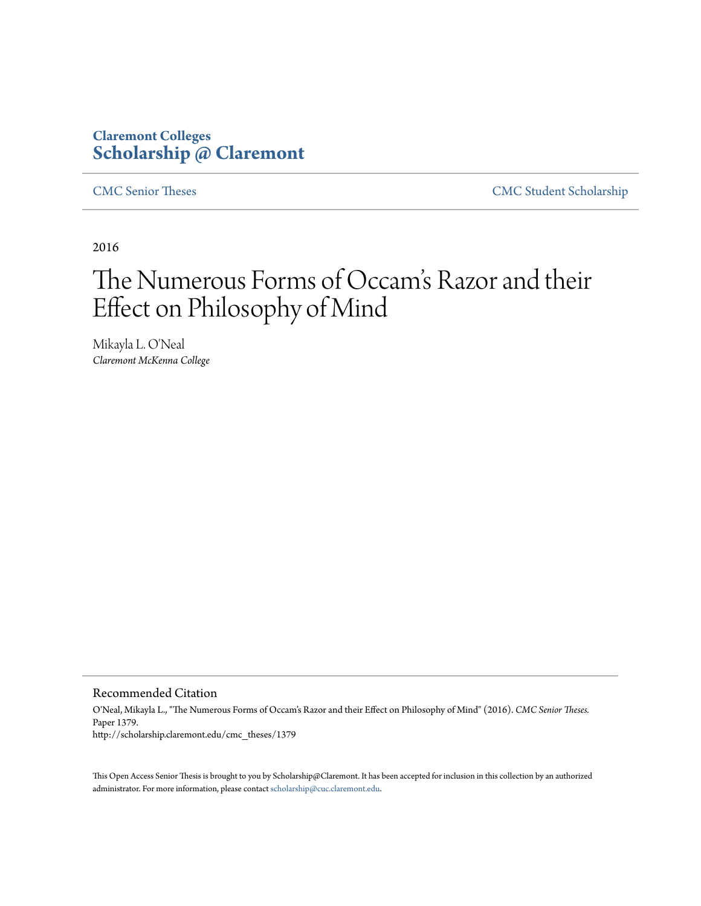**Claremont Colleges**
**Scholarship @ Claremont**

CMC Senior Theses | CMC Student Scholarship

2016

# The Numerous Forms of Occam's Razor and their Effect on Philosophy of Mind

Mikayla L. O'Neal
*Claremont McKenna College*

## Recommended Citation

O'Neal, Mikayla L., "The Numerous Forms of Occam's Razor and their Effect on Philosophy of Mind" (2016). *CMC Senior Theses.* Paper 1379.
http://scholarship.claremont.edu/cmc_theses/1379

This Open Access Senior Thesis is brought to you by Scholarship@Claremont. It has been accepted for inclusion in this collection by an authorized administrator. For more information, please contact scholarship@cuc.claremont.edu.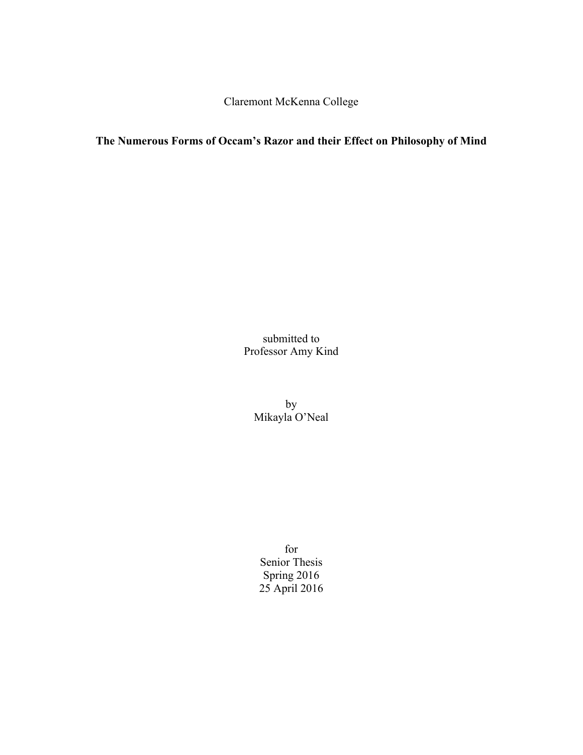Claremont McKenna College

# The Numerous Forms of Occam's Razor and their Effect on Philosophy of Mind

submitted to
Professor Amy Kind

by
Mikayla O'Neal

for
Senior Thesis
Spring 2016
25 April 2016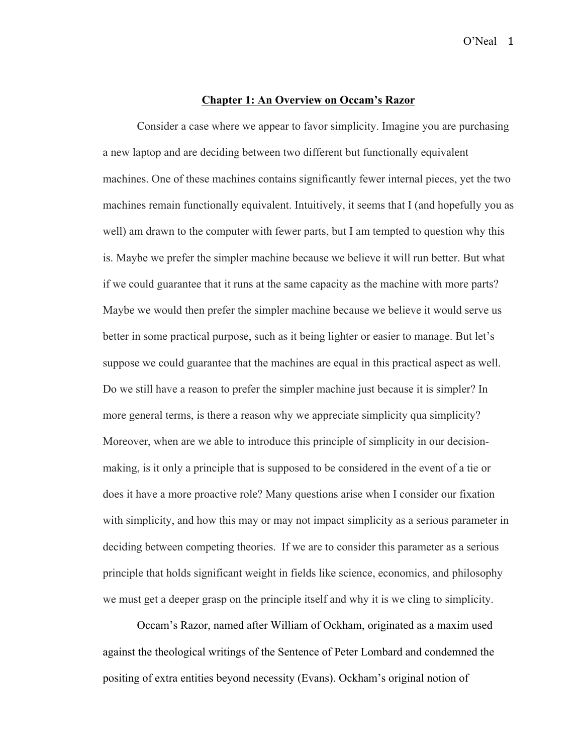# Chapter 1: An Overview on Occam's Razor

Consider a case where we appear to favor simplicity. Imagine you are purchasing a new laptop and are deciding between two different but functionally equivalent machines. One of these machines contains significantly fewer internal pieces, yet the two machines remain functionally equivalent. Intuitively, it seems that I (and hopefully you as well) am drawn to the computer with fewer parts, but I am tempted to question why this is. Maybe we prefer the simpler machine because we believe it will run better. But what if we could guarantee that it runs at the same capacity as the machine with more parts? Maybe we would then prefer the simpler machine because we believe it would serve us better in some practical purpose, such as it being lighter or easier to manage. But let's suppose we could guarantee that the machines are equal in this practical aspect as well. Do we still have a reason to prefer the simpler machine just because it is simpler? In more general terms, is there a reason why we appreciate simplicity qua simplicity? Moreover, when are we able to introduce this principle of simplicity in our decision-making, is it only a principle that is supposed to be considered in the event of a tie or does it have a more proactive role? Many questions arise when I consider our fixation with simplicity, and how this may or may not impact simplicity as a serious parameter in deciding between competing theories. If we are to consider this parameter as a serious principle that holds significant weight in fields like science, economics, and philosophy we must get a deeper grasp on the principle itself and why it is we cling to simplicity.

Occam's Razor, named after William of Ockham, originated as a maxim used against the theological writings of the Sentence of Peter Lombard and condemned the positing of extra entities beyond necessity (Evans). Ockham's original notion of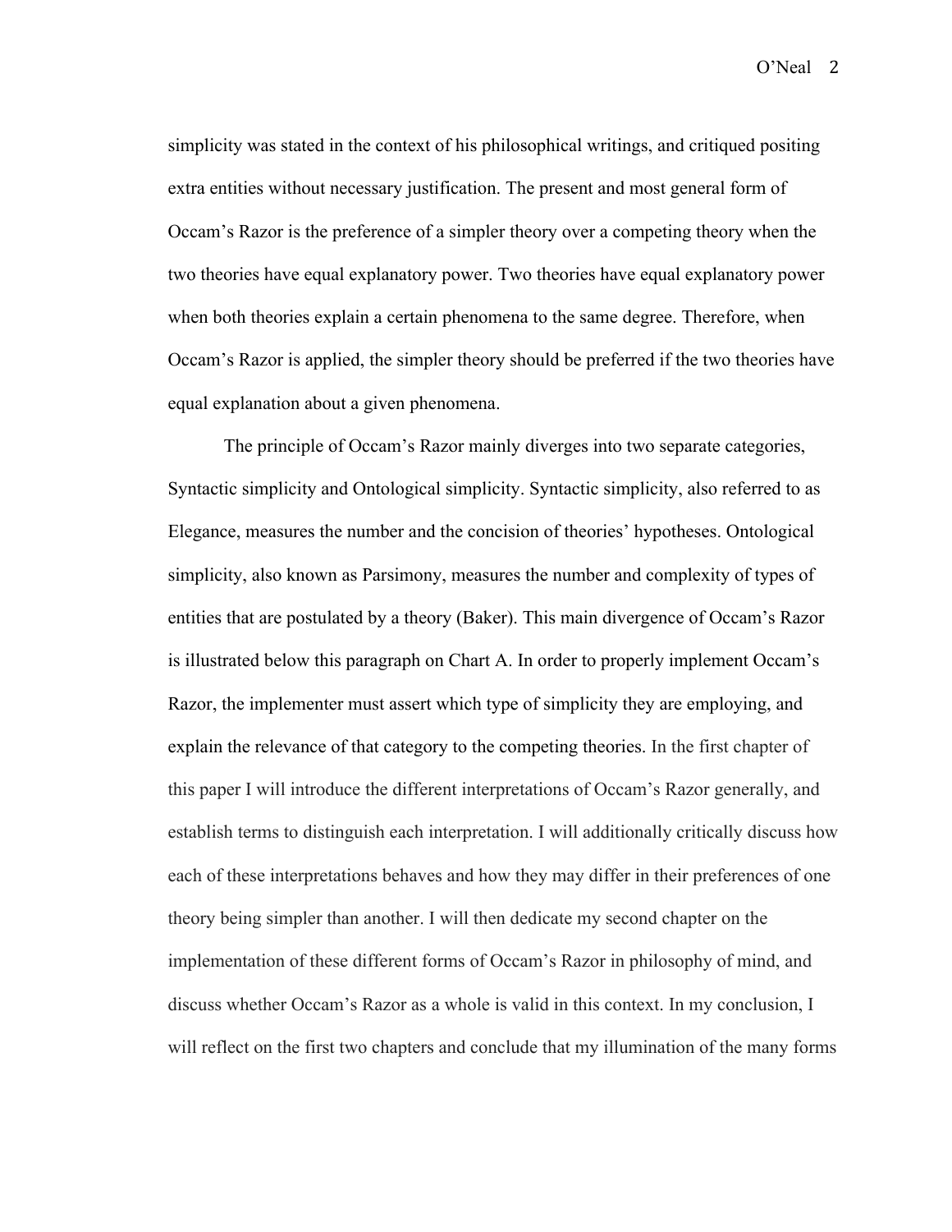simplicity was stated in the context of his philosophical writings, and critiqued positing extra entities without necessary justification. The present and most general form of Occam's Razor is the preference of a simpler theory over a competing theory when the two theories have equal explanatory power. Two theories have equal explanatory power when both theories explain a certain phenomena to the same degree. Therefore, when Occam's Razor is applied, the simpler theory should be preferred if the two theories have equal explanation about a given phenomena.

The principle of Occam's Razor mainly diverges into two separate categories, Syntactic simplicity and Ontological simplicity. Syntactic simplicity, also referred to as Elegance, measures the number and the concision of theories' hypotheses. Ontological simplicity, also known as Parsimony, measures the number and complexity of types of entities that are postulated by a theory (Baker). This main divergence of Occam's Razor is illustrated below this paragraph on Chart A. In order to properly implement Occam's Razor, the implementer must assert which type of simplicity they are employing, and explain the relevance of that category to the competing theories. In the first chapter of this paper I will introduce the different interpretations of Occam's Razor generally, and establish terms to distinguish each interpretation. I will additionally critically discuss how each of these interpretations behaves and how they may differ in their preferences of one theory being simpler than another. I will then dedicate my second chapter on the implementation of these different forms of Occam's Razor in philosophy of mind, and discuss whether Occam's Razor as a whole is valid in this context. In my conclusion, I will reflect on the first two chapters and conclude that my illumination of the many forms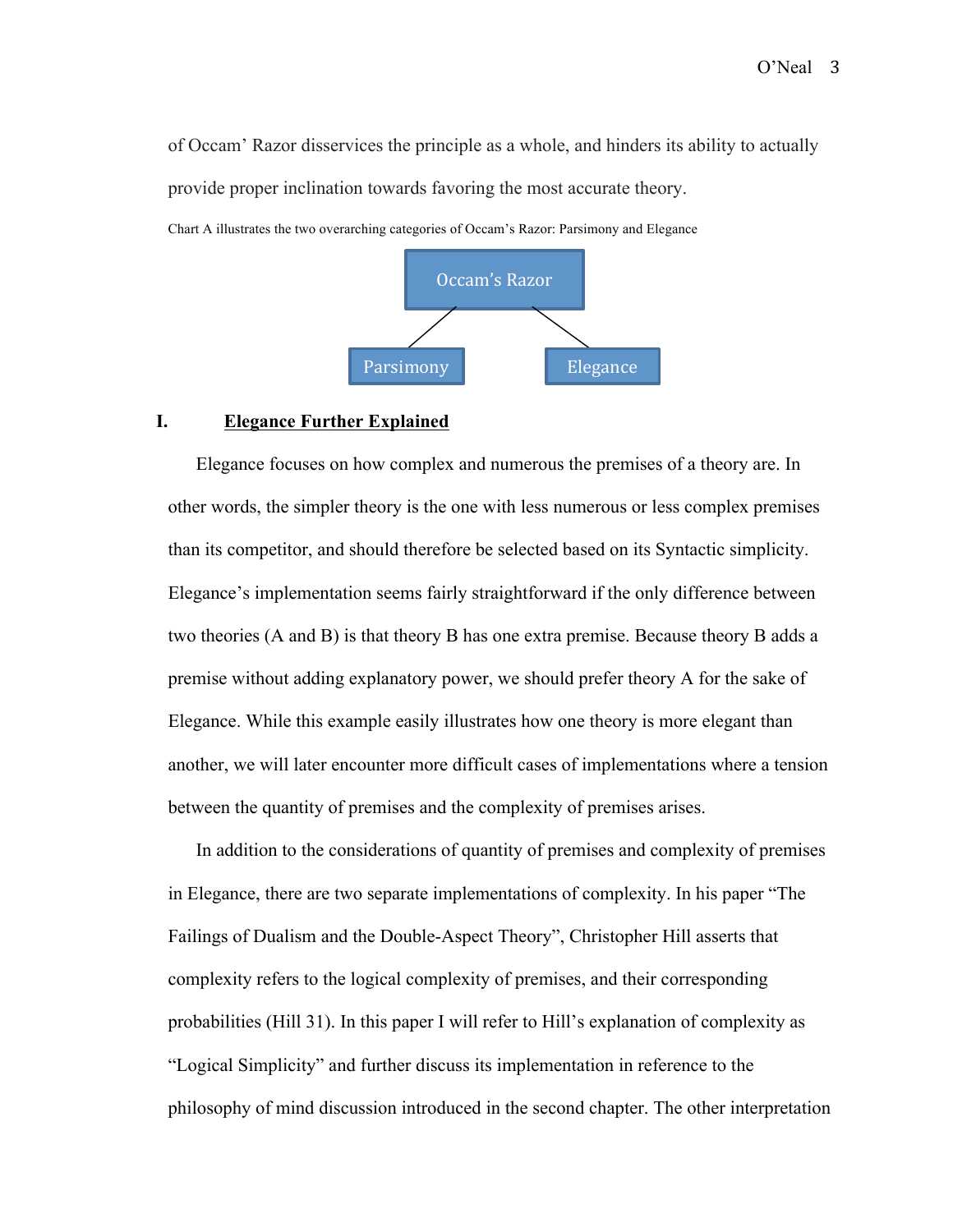of Occam' Razor disservices the principle as a whole, and hinders its ability to actually provide proper inclination towards favoring the most accurate theory.

Chart A illustrates the two overarching categories of Occam's Razor: Parsimony and Elegance

Occam's Razor

Parsimony    Elegance

## I. <u>**Elegance Further Explained**</u>

Elegance focuses on how complex and numerous the premises of a theory are. In other words, the simpler theory is the one with less numerous or less complex premises than its competitor, and should therefore be selected based on its Syntactic simplicity. Elegance's implementation seems fairly straightforward if the only difference between two theories (A and B) is that theory B has one extra premise. Because theory B adds a premise without adding explanatory power, we should prefer theory A for the sake of Elegance. While this example easily illustrates how one theory is more elegant than another, we will later encounter more difficult cases of implementations where a tension between the quantity of premises and the complexity of premises arises.

In addition to the considerations of quantity of premises and complexity of premises in Elegance, there are two separate implementations of complexity. In his paper "The Failings of Dualism and the Double-Aspect Theory", Christopher Hill asserts that complexity refers to the logical complexity of premises, and their corresponding probabilities (Hill 31). In this paper I will refer to Hill's explanation of complexity as "Logical Simplicity" and further discuss its implementation in reference to the philosophy of mind discussion introduced in the second chapter. The other interpretation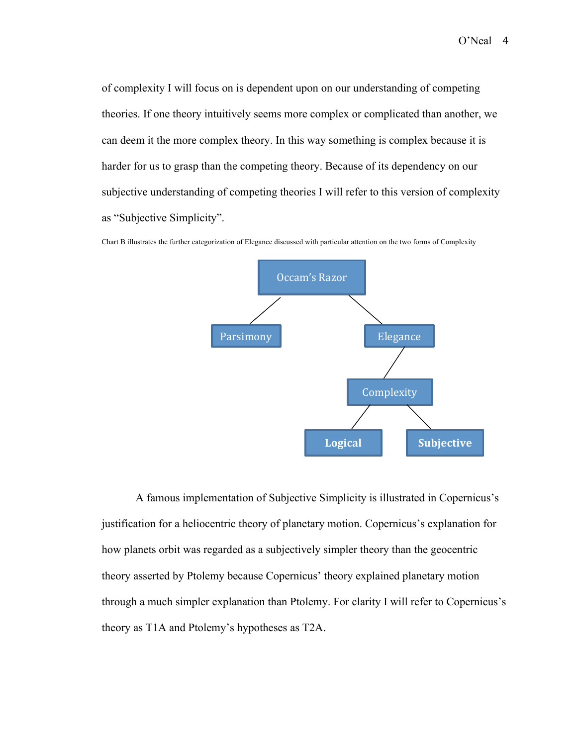of complexity I will focus on is dependent upon on our understanding of competing theories. If one theory intuitively seems more complex or complicated than another, we can deem it the more complex theory. In this way something is complex because it is harder for us to grasp than the competing theory. Because of its dependency on our subjective understanding of competing theories I will refer to this version of complexity as "Subjective Simplicity".

Chart B illustrates the further categorization of Elegance discussed with particular attention on the two forms of Complexity

```
Occam's Razor
├── Parsimony
└── Elegance
    └── Complexity
        ├── Logical
        └── Subjective
```

A famous implementation of Subjective Simplicity is illustrated in Copernicus's justification for a heliocentric theory of planetary motion. Copernicus's explanation for how planets orbit was regarded as a subjectively simpler theory than the geocentric theory asserted by Ptolemy because Copernicus' theory explained planetary motion through a much simpler explanation than Ptolemy. For clarity I will refer to Copernicus's theory as T1A and Ptolemy's hypotheses as T2A.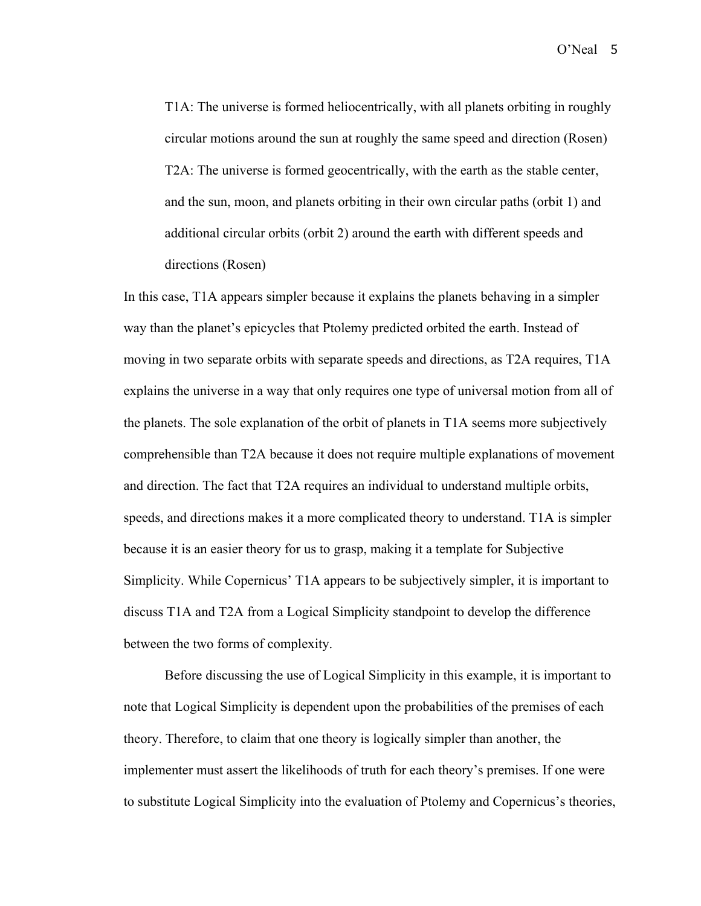> T1A: The universe is formed heliocentrically, with all planets orbiting in roughly circular motions around the sun at roughly the same speed and direction (Rosen)
>
> T2A: The universe is formed geocentrically, with the earth as the stable center, and the sun, moon, and planets orbiting in their own circular paths (orbit 1) and additional circular orbits (orbit 2) around the earth with different speeds and directions (Rosen)

In this case, T1A appears simpler because it explains the planets behaving in a simpler way than the planet's epicycles that Ptolemy predicted orbited the earth. Instead of moving in two separate orbits with separate speeds and directions, as T2A requires, T1A explains the universe in a way that only requires one type of universal motion from all of the planets. The sole explanation of the orbit of planets in T1A seems more subjectively comprehensible than T2A because it does not require multiple explanations of movement and direction. The fact that T2A requires an individual to understand multiple orbits, speeds, and directions makes it a more complicated theory to understand. T1A is simpler because it is an easier theory for us to grasp, making it a template for Subjective Simplicity. While Copernicus' T1A appears to be subjectively simpler, it is important to discuss T1A and T2A from a Logical Simplicity standpoint to develop the difference between the two forms of complexity.

Before discussing the use of Logical Simplicity in this example, it is important to note that Logical Simplicity is dependent upon the probabilities of the premises of each theory. Therefore, to claim that one theory is logically simpler than another, the implementer must assert the likelihoods of truth for each theory's premises. If one were to substitute Logical Simplicity into the evaluation of Ptolemy and Copernicus's theories,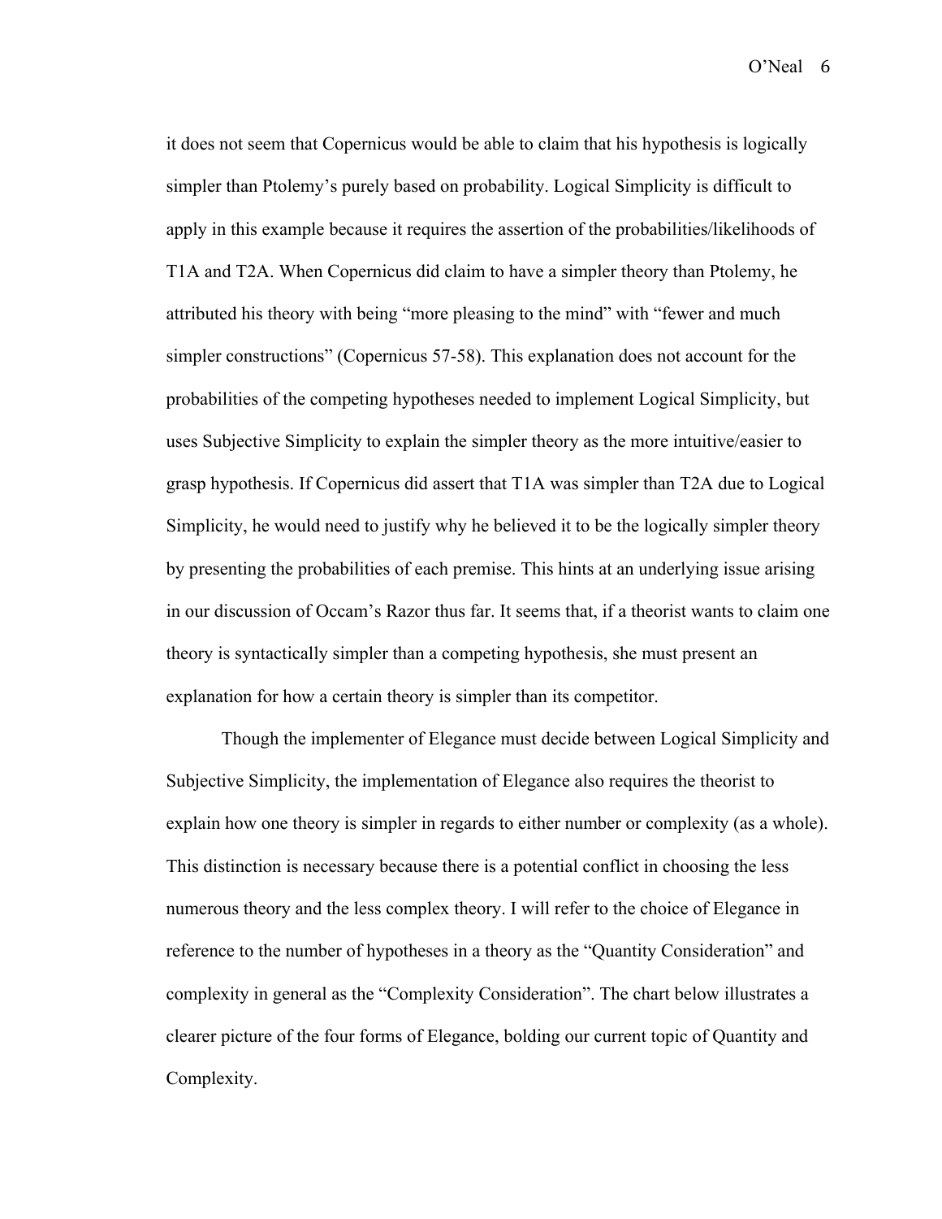it does not seem that Copernicus would be able to claim that his hypothesis is logically simpler than Ptolemy's purely based on probability. Logical Simplicity is difficult to apply in this example because it requires the assertion of the probabilities/likelihoods of T1A and T2A. When Copernicus did claim to have a simpler theory than Ptolemy, he attributed his theory with being "more pleasing to the mind" with "fewer and much simpler constructions" (Copernicus 57-58). This explanation does not account for the probabilities of the competing hypotheses needed to implement Logical Simplicity, but uses Subjective Simplicity to explain the simpler theory as the more intuitive/easier to grasp hypothesis. If Copernicus did assert that T1A was simpler than T2A due to Logical Simplicity, he would need to justify why he believed it to be the logically simpler theory by presenting the probabilities of each premise. This hints at an underlying issue arising in our discussion of Occam's Razor thus far. It seems that, if a theorist wants to claim one theory is syntactically simpler than a competing hypothesis, she must present an explanation for how a certain theory is simpler than its competitor.

Though the implementer of Elegance must decide between Logical Simplicity and Subjective Simplicity, the implementation of Elegance also requires the theorist to explain how one theory is simpler in regards to either number or complexity (as a whole). This distinction is necessary because there is a potential conflict in choosing the less numerous theory and the less complex theory. I will refer to the choice of Elegance in reference to the number of hypotheses in a theory as the "Quantity Consideration" and complexity in general as the "Complexity Consideration". The chart below illustrates a clearer picture of the four forms of Elegance, bolding our current topic of Quantity and Complexity.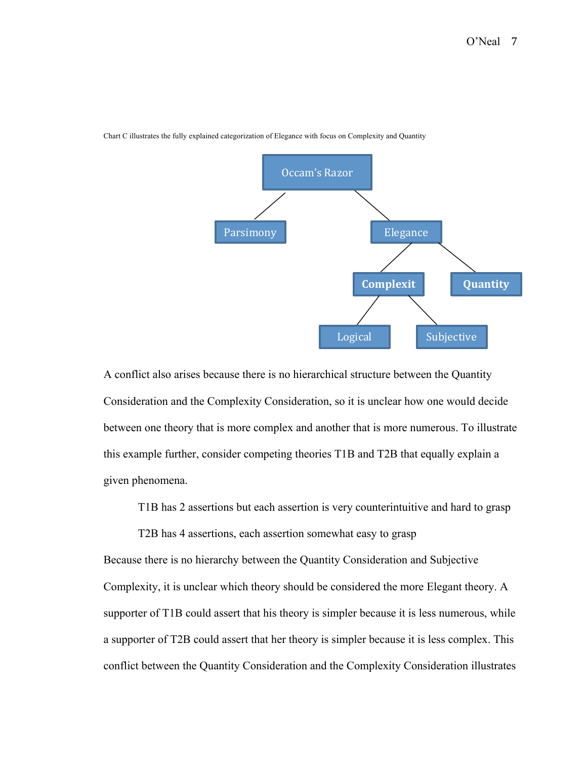Chart C illustrates the fully explained categorization of Elegance with focus on Complexity and Quantity

- Occam's Razor
  - Parsimony
  - Elegance
    - **Complexit**
      - Logical
      - Subjective
    - **Quantity**

A conflict also arises because there is no hierarchical structure between the Quantity Consideration and the Complexity Consideration, so it is unclear how one would decide between one theory that is more complex and another that is more numerous. To illustrate this example further, consider competing theories T1B and T2B that equally explain a given phenomena.

> T1B has 2 assertions but each assertion is very counterintuitive and hard to grasp
>
> T2B has 4 assertions, each assertion somewhat easy to grasp

Because there is no hierarchy between the Quantity Consideration and Subjective Complexity, it is unclear which theory should be considered the more Elegant theory. A supporter of T1B could assert that his theory is simpler because it is less numerous, while a supporter of T2B could assert that her theory is simpler because it is less complex. This conflict between the Quantity Consideration and the Complexity Consideration illustrates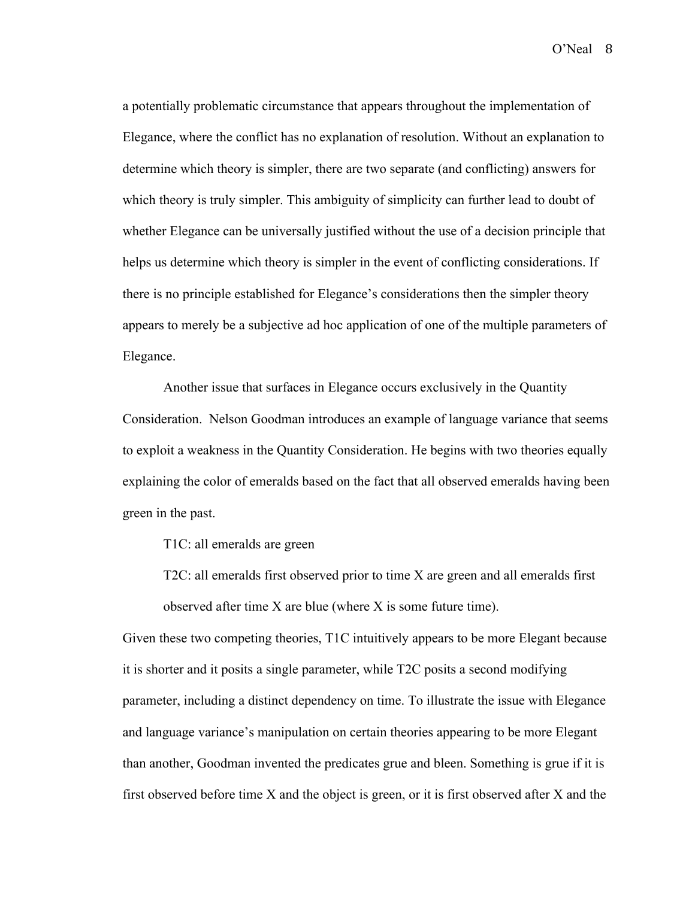a potentially problematic circumstance that appears throughout the implementation of Elegance, where the conflict has no explanation of resolution. Without an explanation to determine which theory is simpler, there are two separate (and conflicting) answers for which theory is truly simpler. This ambiguity of simplicity can further lead to doubt of whether Elegance can be universally justified without the use of a decision principle that helps us determine which theory is simpler in the event of conflicting considerations. If there is no principle established for Elegance's considerations then the simpler theory appears to merely be a subjective ad hoc application of one of the multiple parameters of Elegance.

Another issue that surfaces in Elegance occurs exclusively in the Quantity Consideration. Nelson Goodman introduces an example of language variance that seems to exploit a weakness in the Quantity Consideration. He begins with two theories equally explaining the color of emeralds based on the fact that all observed emeralds having been green in the past.

> T1C: all emeralds are green
>
> T2C: all emeralds first observed prior to time X are green and all emeralds first observed after time X are blue (where X is some future time).

Given these two competing theories, T1C intuitively appears to be more Elegant because it is shorter and it posits a single parameter, while T2C posits a second modifying parameter, including a distinct dependency on time. To illustrate the issue with Elegance and language variance's manipulation on certain theories appearing to be more Elegant than another, Goodman invented the predicates grue and bleen. Something is grue if it is first observed before time X and the object is green, or it is first observed after X and the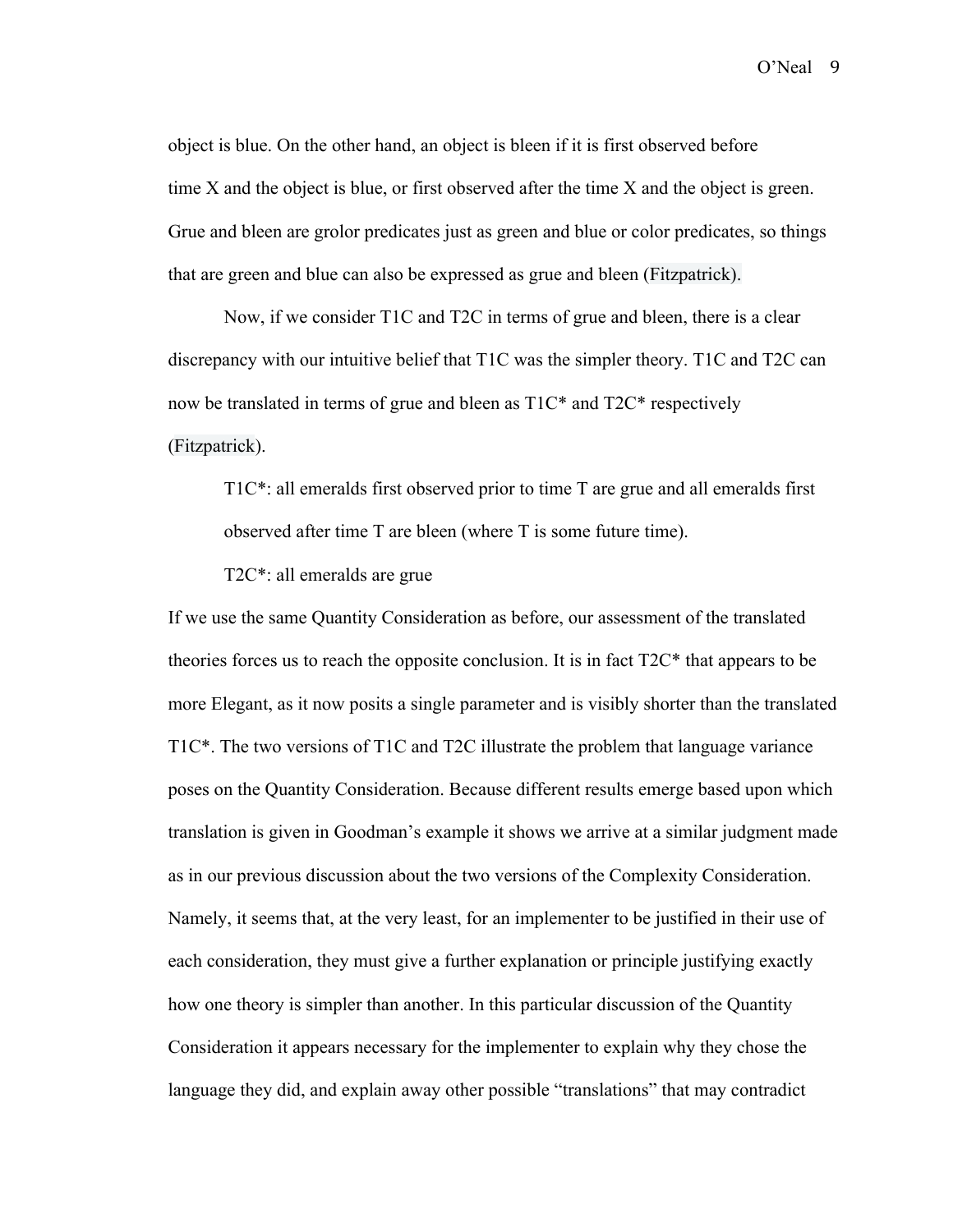object is blue. On the other hand, an object is bleen if it is first observed before time X and the object is blue, or first observed after the time X and the object is green. Grue and bleen are grolor predicates just as green and blue or color predicates, so things that are green and blue can also be expressed as grue and bleen (Fitzpatrick).

Now, if we consider T1C and T2C in terms of grue and bleen, there is a clear discrepancy with our intuitive belief that T1C was the simpler theory. T1C and T2C can now be translated in terms of grue and bleen as T1C* and T2C* respectively (Fitzpatrick).

> T1C*: all emeralds first observed prior to time T are grue and all emeralds first observed after time T are bleen (where T is some future time).
>
> T2C*: all emeralds are grue

If we use the same Quantity Consideration as before, our assessment of the translated theories forces us to reach the opposite conclusion. It is in fact T2C* that appears to be more Elegant, as it now posits a single parameter and is visibly shorter than the translated T1C*. The two versions of T1C and T2C illustrate the problem that language variance poses on the Quantity Consideration. Because different results emerge based upon which translation is given in Goodman's example it shows we arrive at a similar judgment made as in our previous discussion about the two versions of the Complexity Consideration. Namely, it seems that, at the very least, for an implementer to be justified in their use of each consideration, they must give a further explanation or principle justifying exactly how one theory is simpler than another. In this particular discussion of the Quantity Consideration it appears necessary for the implementer to explain why they chose the language they did, and explain away other possible "translations" that may contradict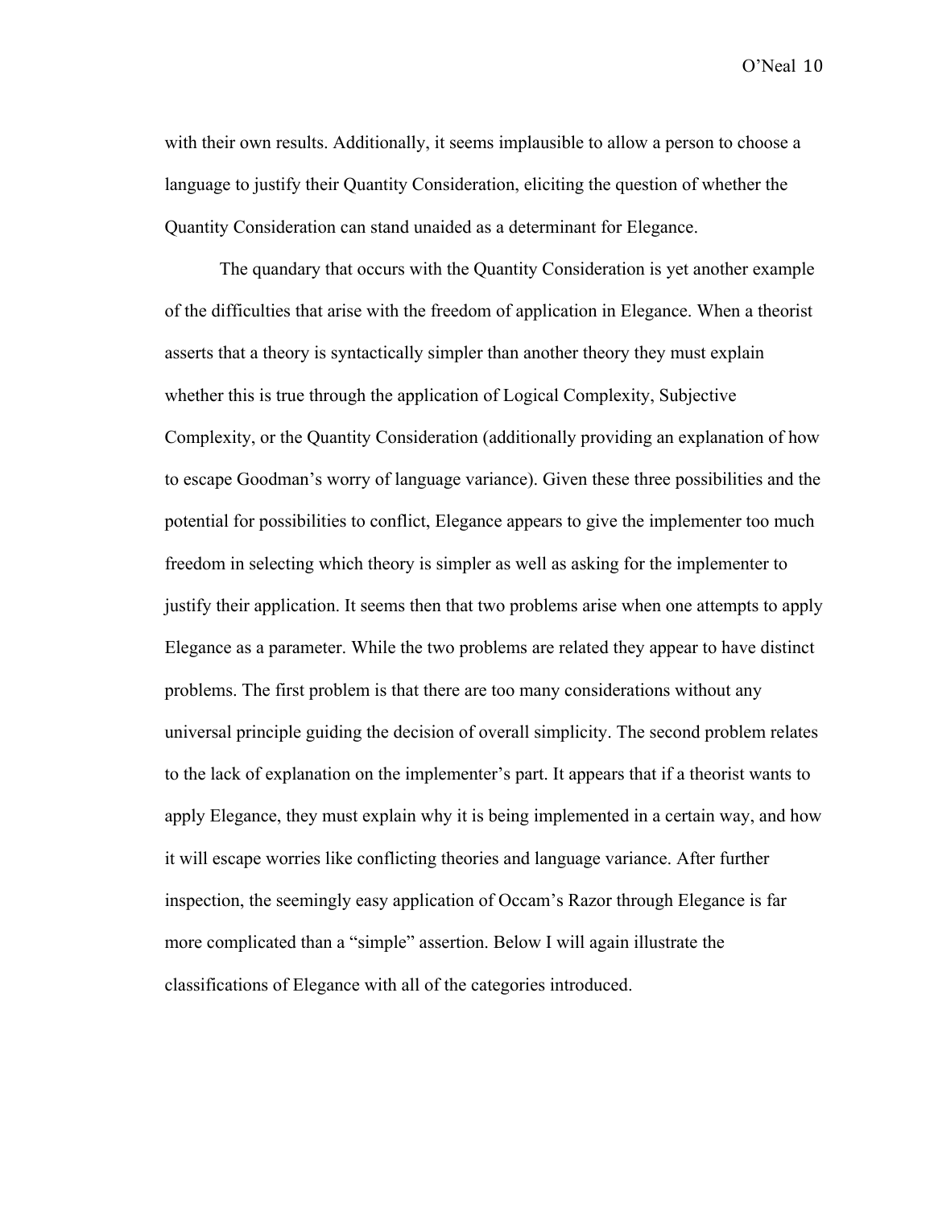with their own results. Additionally, it seems implausible to allow a person to choose a language to justify their Quantity Consideration, eliciting the question of whether the Quantity Consideration can stand unaided as a determinant for Elegance.

The quandary that occurs with the Quantity Consideration is yet another example of the difficulties that arise with the freedom of application in Elegance. When a theorist asserts that a theory is syntactically simpler than another theory they must explain whether this is true through the application of Logical Complexity, Subjective Complexity, or the Quantity Consideration (additionally providing an explanation of how to escape Goodman's worry of language variance). Given these three possibilities and the potential for possibilities to conflict, Elegance appears to give the implementer too much freedom in selecting which theory is simpler as well as asking for the implementer to justify their application. It seems then that two problems arise when one attempts to apply Elegance as a parameter. While the two problems are related they appear to have distinct problems. The first problem is that there are too many considerations without any universal principle guiding the decision of overall simplicity. The second problem relates to the lack of explanation on the implementer's part. It appears that if a theorist wants to apply Elegance, they must explain why it is being implemented in a certain way, and how it will escape worries like conflicting theories and language variance. After further inspection, the seemingly easy application of Occam's Razor through Elegance is far more complicated than a "simple" assertion. Below I will again illustrate the classifications of Elegance with all of the categories introduced.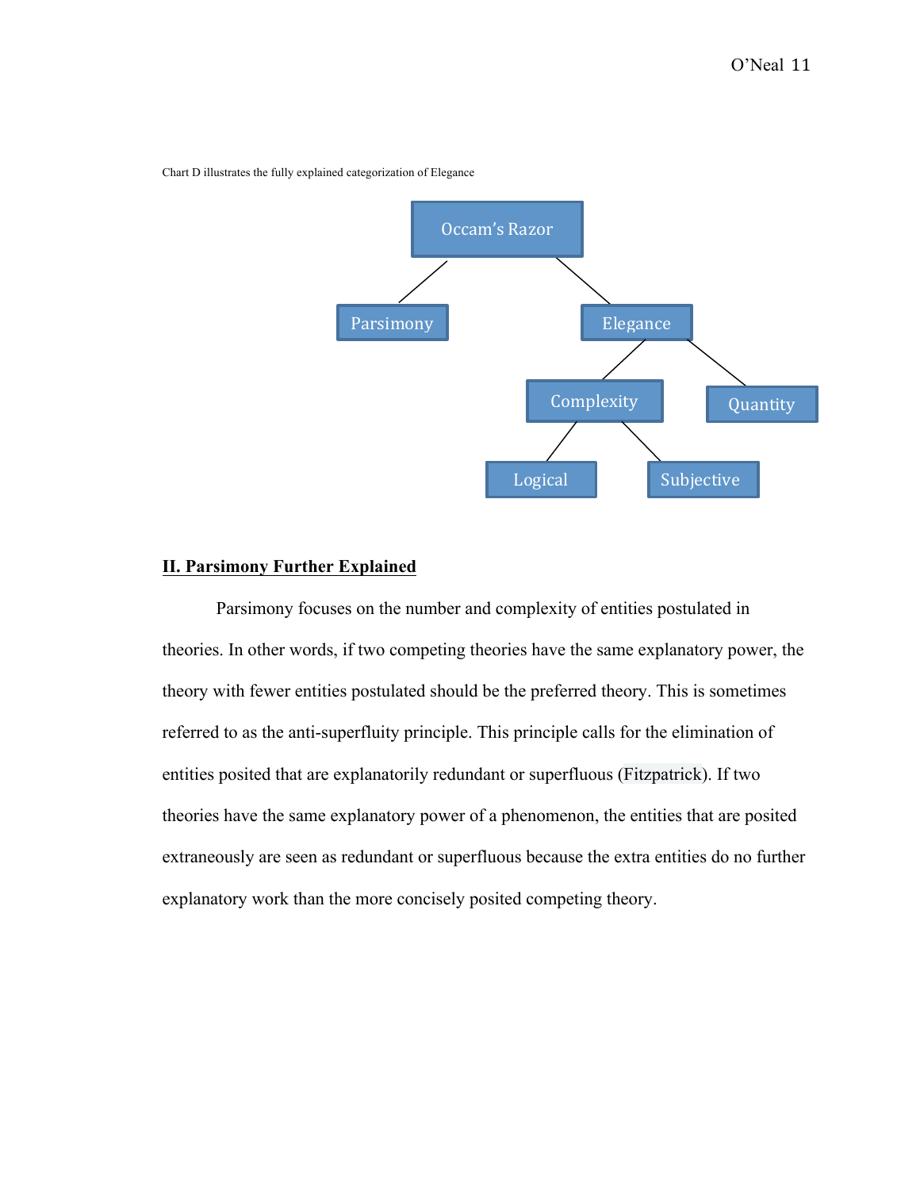Chart D illustrates the fully explained categorization of Elegance

- Occam's Razor
  - Parsimony
  - Elegance
    - Complexity
      - Logical
      - Subjective
    - Quantity

## II. Parsimony Further Explained

Parsimony focuses on the number and complexity of entities postulated in theories. In other words, if two competing theories have the same explanatory power, the theory with fewer entities postulated should be the preferred theory. This is sometimes referred to as the anti-superfluity principle. This principle calls for the elimination of entities posited that are explanatorily redundant or superfluous (Fitzpatrick). If two theories have the same explanatory power of a phenomenon, the entities that are posited extraneously are seen as redundant or superfluous because the extra entities do no further explanatory work than the more concisely posited competing theory.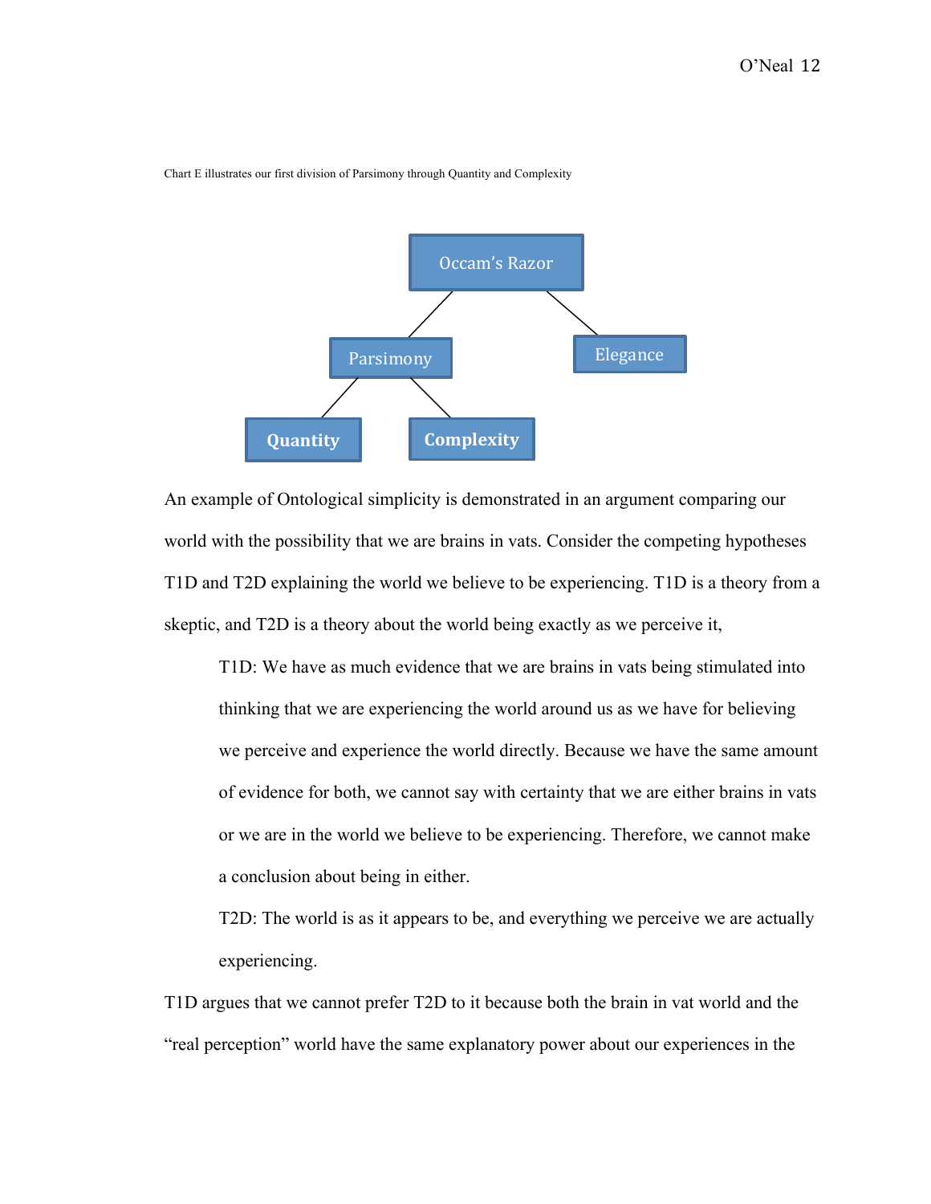Chart E illustrates our first division of Parsimony through Quantity and Complexity

- Occam's Razor
  - Parsimony
    - **Quantity**
    - **Complexity**
  - Elegance

An example of Ontological simplicity is demonstrated in an argument comparing our world with the possibility that we are brains in vats. Consider the competing hypotheses T1D and T2D explaining the world we believe to be experiencing. T1D is a theory from a skeptic, and T2D is a theory about the world being exactly as we perceive it,

> T1D: We have as much evidence that we are brains in vats being stimulated into thinking that we are experiencing the world around us as we have for believing we perceive and experience the world directly. Because we have the same amount of evidence for both, we cannot say with certainty that we are either brains in vats or we are in the world we believe to be experiencing. Therefore, we cannot make a conclusion about being in either.
>
> T2D: The world is as it appears to be, and everything we perceive we are actually experiencing.

T1D argues that we cannot prefer T2D to it because both the brain in vat world and the "real perception" world have the same explanatory power about our experiences in the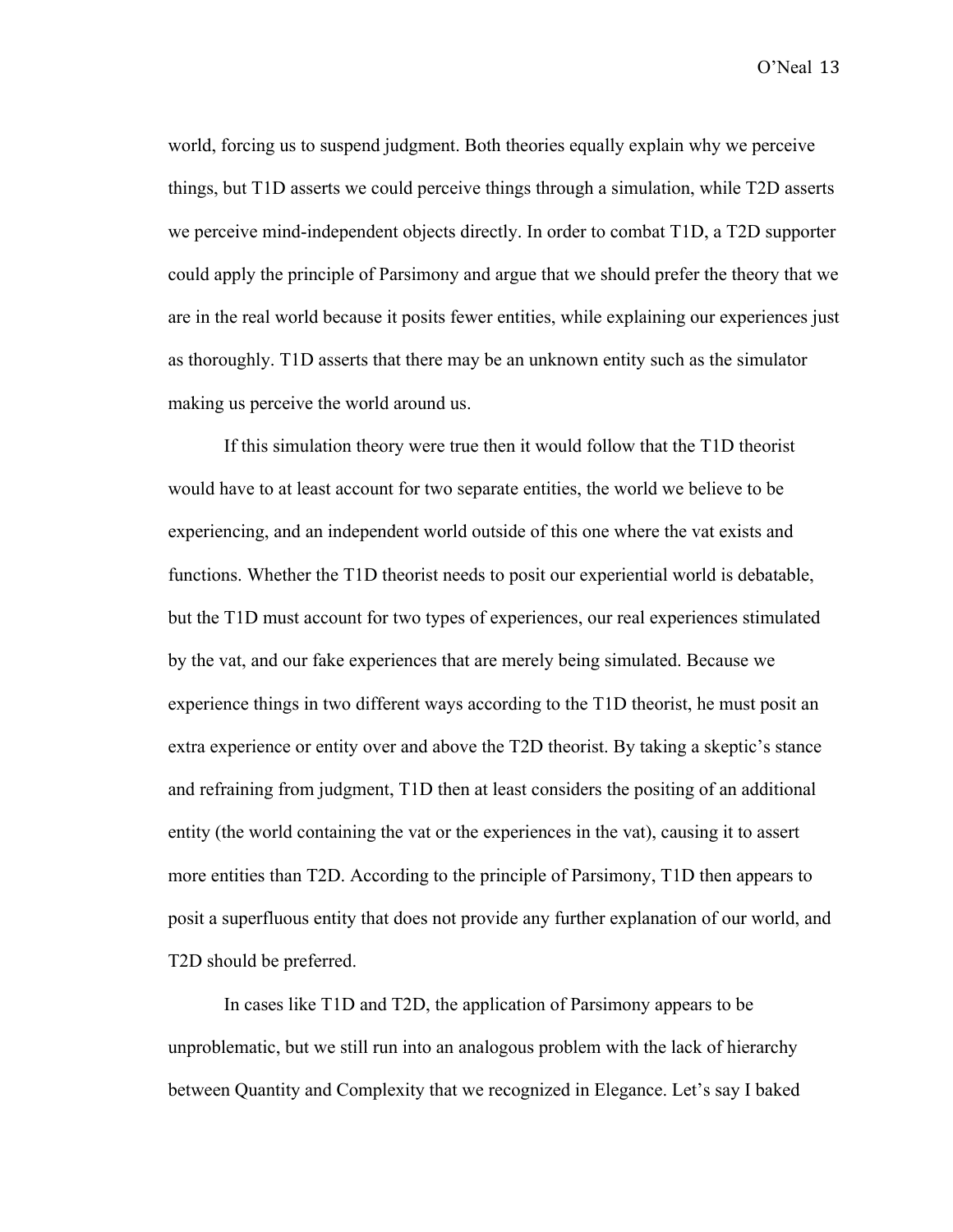world, forcing us to suspend judgment. Both theories equally explain why we perceive things, but T1D asserts we could perceive things through a simulation, while T2D asserts we perceive mind-independent objects directly. In order to combat T1D, a T2D supporter could apply the principle of Parsimony and argue that we should prefer the theory that we are in the real world because it posits fewer entities, while explaining our experiences just as thoroughly. T1D asserts that there may be an unknown entity such as the simulator making us perceive the world around us.

If this simulation theory were true then it would follow that the T1D theorist would have to at least account for two separate entities, the world we believe to be experiencing, and an independent world outside of this one where the vat exists and functions. Whether the T1D theorist needs to posit our experiential world is debatable, but the T1D must account for two types of experiences, our real experiences stimulated by the vat, and our fake experiences that are merely being simulated. Because we experience things in two different ways according to the T1D theorist, he must posit an extra experience or entity over and above the T2D theorist. By taking a skeptic's stance and refraining from judgment, T1D then at least considers the positing of an additional entity (the world containing the vat or the experiences in the vat), causing it to assert more entities than T2D. According to the principle of Parsimony, T1D then appears to posit a superfluous entity that does not provide any further explanation of our world, and T2D should be preferred.

In cases like T1D and T2D, the application of Parsimony appears to be unproblematic, but we still run into an analogous problem with the lack of hierarchy between Quantity and Complexity that we recognized in Elegance. Let's say I baked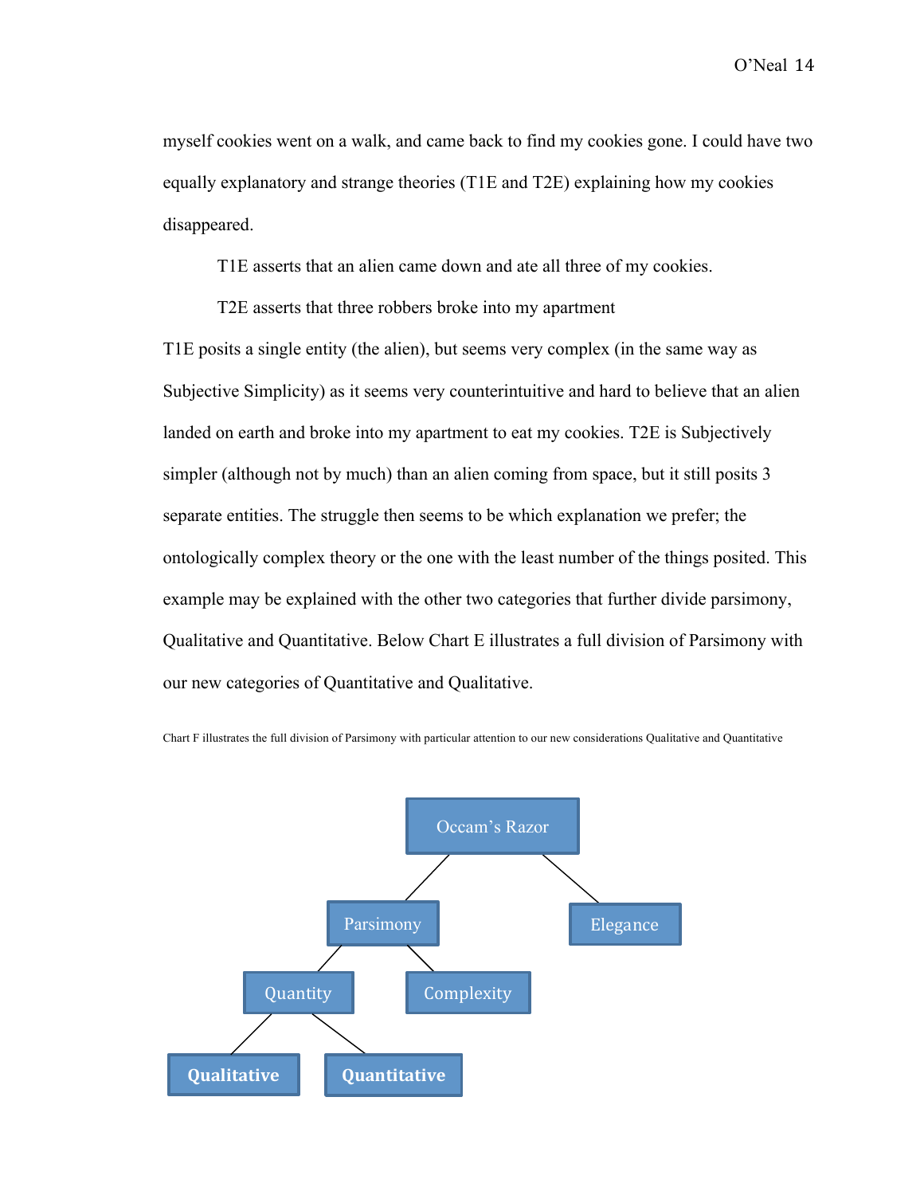myself cookies went on a walk, and came back to find my cookies gone. I could have two equally explanatory and strange theories (T1E and T2E) explaining how my cookies disappeared.

T1E asserts that an alien came down and ate all three of my cookies.

T2E asserts that three robbers broke into my apartment

T1E posits a single entity (the alien), but seems very complex (in the same way as Subjective Simplicity) as it seems very counterintuitive and hard to believe that an alien landed on earth and broke into my apartment to eat my cookies. T2E is Subjectively simpler (although not by much) than an alien coming from space, but it still posits 3 separate entities. The struggle then seems to be which explanation we prefer; the ontologically complex theory or the one with the least number of the things posited. This example may be explained with the other two categories that further divide parsimony, Qualitative and Quantitative. Below Chart E illustrates a full division of Parsimony with our new categories of Quantitative and Qualitative.

Chart F illustrates the full division of Parsimony with particular attention to our new considerations Qualitative and Quantitative

- Occam's Razor
  - Parsimony
    - Quantity
      - **Qualitative**
      - **Quantitative**
    - Complexity
  - Elegance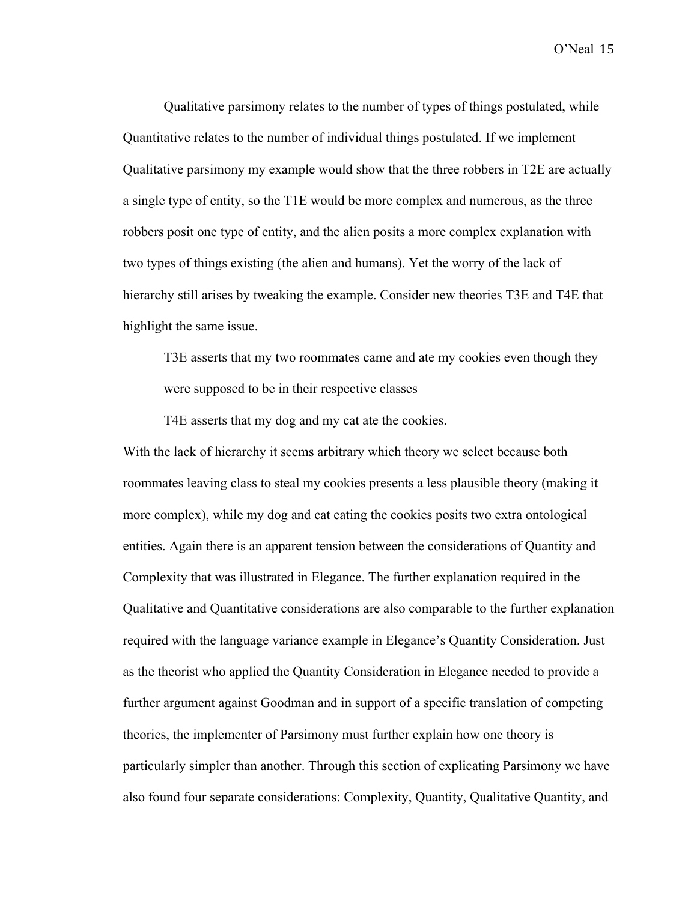Qualitative parsimony relates to the number of types of things postulated, while Quantitative relates to the number of individual things postulated. If we implement Qualitative parsimony my example would show that the three robbers in T2E are actually a single type of entity, so the T1E would be more complex and numerous, as the three robbers posit one type of entity, and the alien posits a more complex explanation with two types of things existing (the alien and humans). Yet the worry of the lack of hierarchy still arises by tweaking the example. Consider new theories T3E and T4E that highlight the same issue.

> T3E asserts that my two roommates came and ate my cookies even though they were supposed to be in their respective classes
>
> T4E asserts that my dog and my cat ate the cookies.

With the lack of hierarchy it seems arbitrary which theory we select because both roommates leaving class to steal my cookies presents a less plausible theory (making it more complex), while my dog and cat eating the cookies posits two extra ontological entities. Again there is an apparent tension between the considerations of Quantity and Complexity that was illustrated in Elegance. The further explanation required in the Qualitative and Quantitative considerations are also comparable to the further explanation required with the language variance example in Elegance's Quantity Consideration. Just as the theorist who applied the Quantity Consideration in Elegance needed to provide a further argument against Goodman and in support of a specific translation of competing theories, the implementer of Parsimony must further explain how one theory is particularly simpler than another. Through this section of explicating Parsimony we have also found four separate considerations: Complexity, Quantity, Qualitative Quantity, and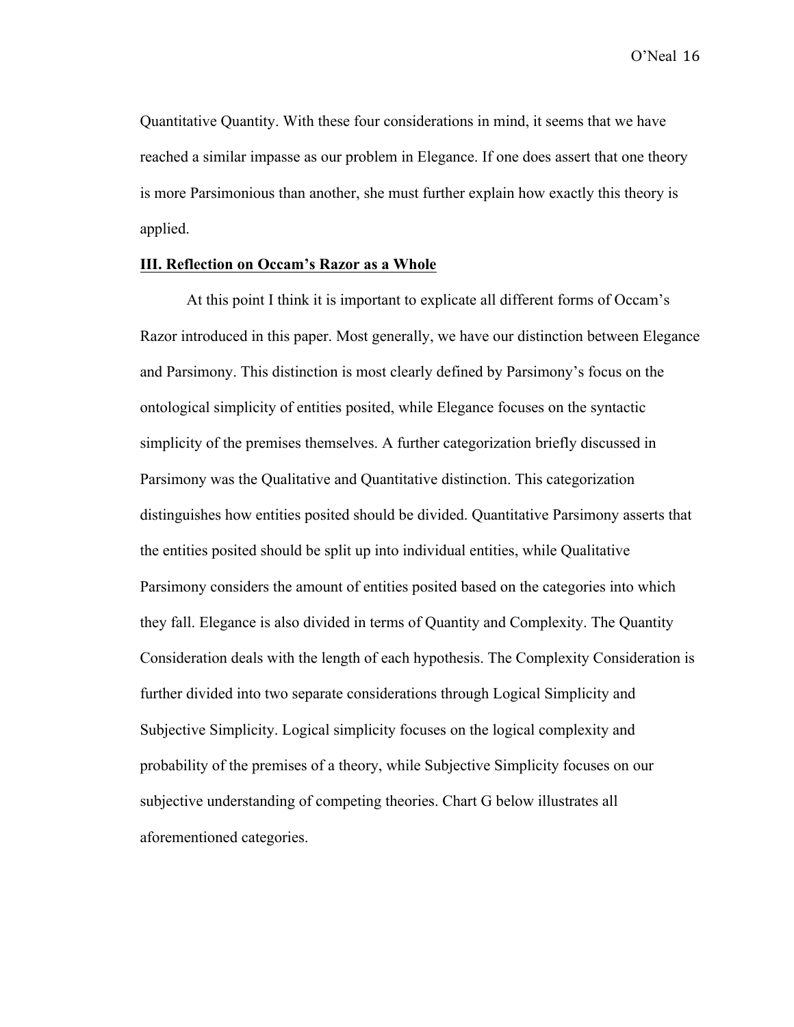Quantitative Quantity. With these four considerations in mind, it seems that we have reached a similar impasse as our problem in Elegance. If one does assert that one theory is more Parsimonious than another, she must further explain how exactly this theory is applied.

## **III. Reflection on Occam's Razor as a Whole**

At this point I think it is important to explicate all different forms of Occam's Razor introduced in this paper. Most generally, we have our distinction between Elegance and Parsimony. This distinction is most clearly defined by Parsimony's focus on the ontological simplicity of entities posited, while Elegance focuses on the syntactic simplicity of the premises themselves. A further categorization briefly discussed in Parsimony was the Qualitative and Quantitative distinction. This categorization distinguishes how entities posited should be divided. Quantitative Parsimony asserts that the entities posited should be split up into individual entities, while Qualitative Parsimony considers the amount of entities posited based on the categories into which they fall. Elegance is also divided in terms of Quantity and Complexity. The Quantity Consideration deals with the length of each hypothesis. The Complexity Consideration is further divided into two separate considerations through Logical Simplicity and Subjective Simplicity. Logical simplicity focuses on the logical complexity and probability of the premises of a theory, while Subjective Simplicity focuses on our subjective understanding of competing theories. Chart G below illustrates all aforementioned categories.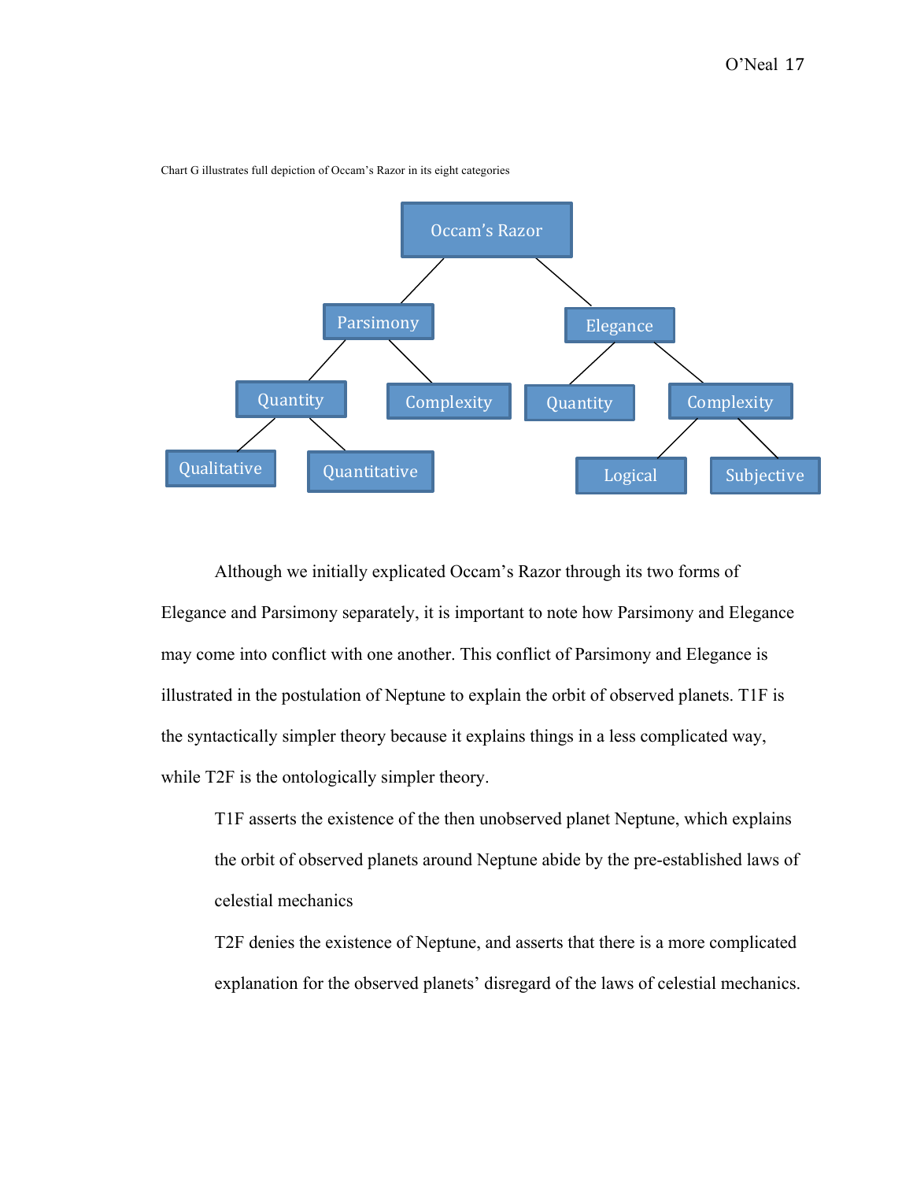Chart G illustrates full depiction of Occam's Razor in its eight categories

- Occam's Razor
  - Parsimony
    - Quantity
      - Qualitative
      - Quantitative
    - Complexity
  - Elegance
    - Quantity
    - Complexity
      - Logical
      - Subjective

Although we initially explicated Occam's Razor through its two forms of Elegance and Parsimony separately, it is important to note how Parsimony and Elegance may come into conflict with one another. This conflict of Parsimony and Elegance is illustrated in the postulation of Neptune to explain the orbit of observed planets. T1F is the syntactically simpler theory because it explains things in a less complicated way, while T2F is the ontologically simpler theory.

> T1F asserts the existence of the then unobserved planet Neptune, which explains the orbit of observed planets around Neptune abide by the pre-established laws of celestial mechanics
>
> T2F denies the existence of Neptune, and asserts that there is a more complicated explanation for the observed planets' disregard of the laws of celestial mechanics.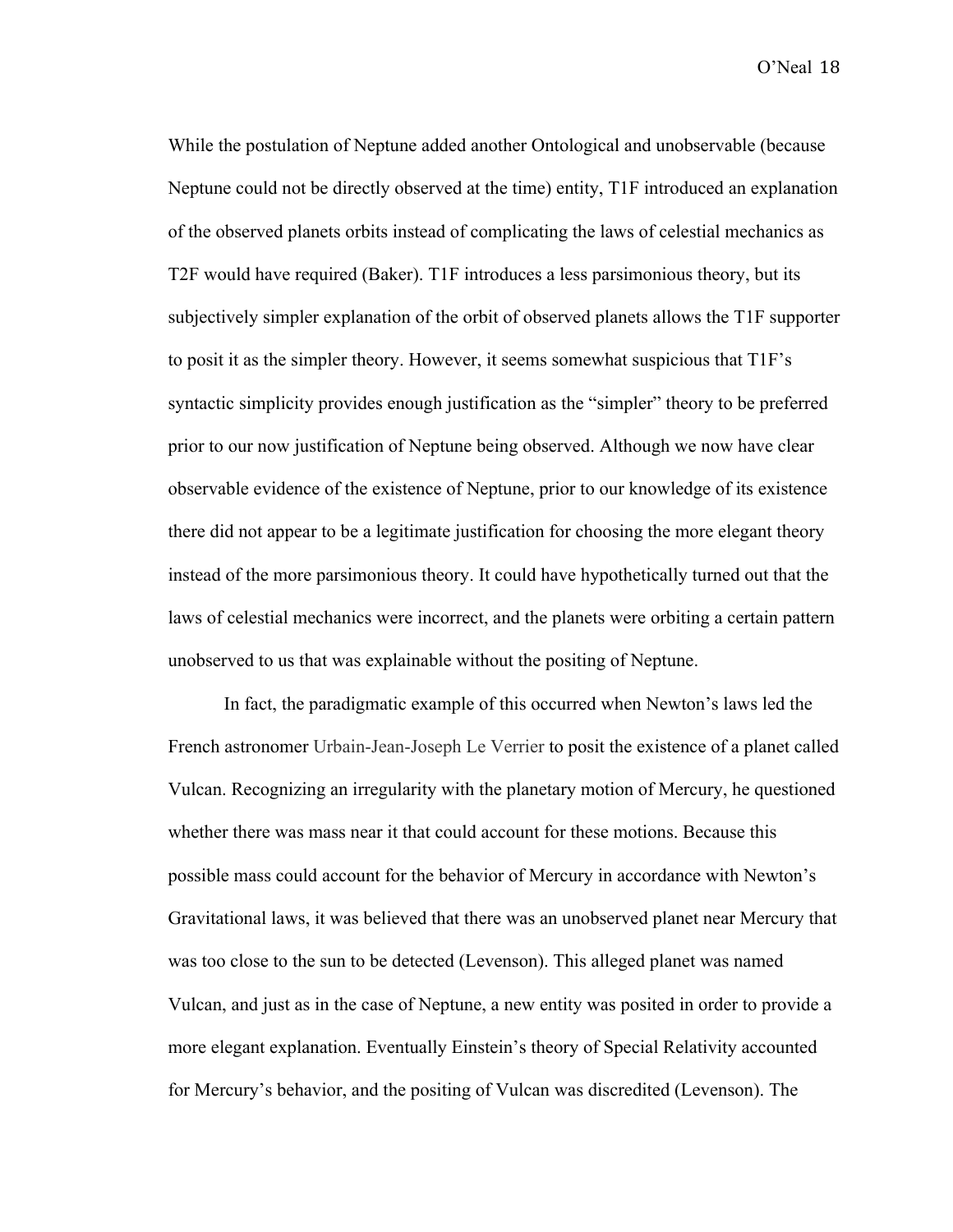While the postulation of Neptune added another Ontological and unobservable (because Neptune could not be directly observed at the time) entity, T1F introduced an explanation of the observed planets orbits instead of complicating the laws of celestial mechanics as T2F would have required (Baker). T1F introduces a less parsimonious theory, but its subjectively simpler explanation of the orbit of observed planets allows the T1F supporter to posit it as the simpler theory. However, it seems somewhat suspicious that T1F's syntactic simplicity provides enough justification as the "simpler" theory to be preferred prior to our now justification of Neptune being observed. Although we now have clear observable evidence of the existence of Neptune, prior to our knowledge of its existence there did not appear to be a legitimate justification for choosing the more elegant theory instead of the more parsimonious theory. It could have hypothetically turned out that the laws of celestial mechanics were incorrect, and the planets were orbiting a certain pattern unobserved to us that was explainable without the positing of Neptune.

In fact, the paradigmatic example of this occurred when Newton's laws led the French astronomer Urbain-Jean-Joseph Le Verrier to posit the existence of a planet called Vulcan. Recognizing an irregularity with the planetary motion of Mercury, he questioned whether there was mass near it that could account for these motions. Because this possible mass could account for the behavior of Mercury in accordance with Newton's Gravitational laws, it was believed that there was an unobserved planet near Mercury that was too close to the sun to be detected (Levenson). This alleged planet was named Vulcan, and just as in the case of Neptune, a new entity was posited in order to provide a more elegant explanation. Eventually Einstein's theory of Special Relativity accounted for Mercury's behavior, and the positing of Vulcan was discredited (Levenson). The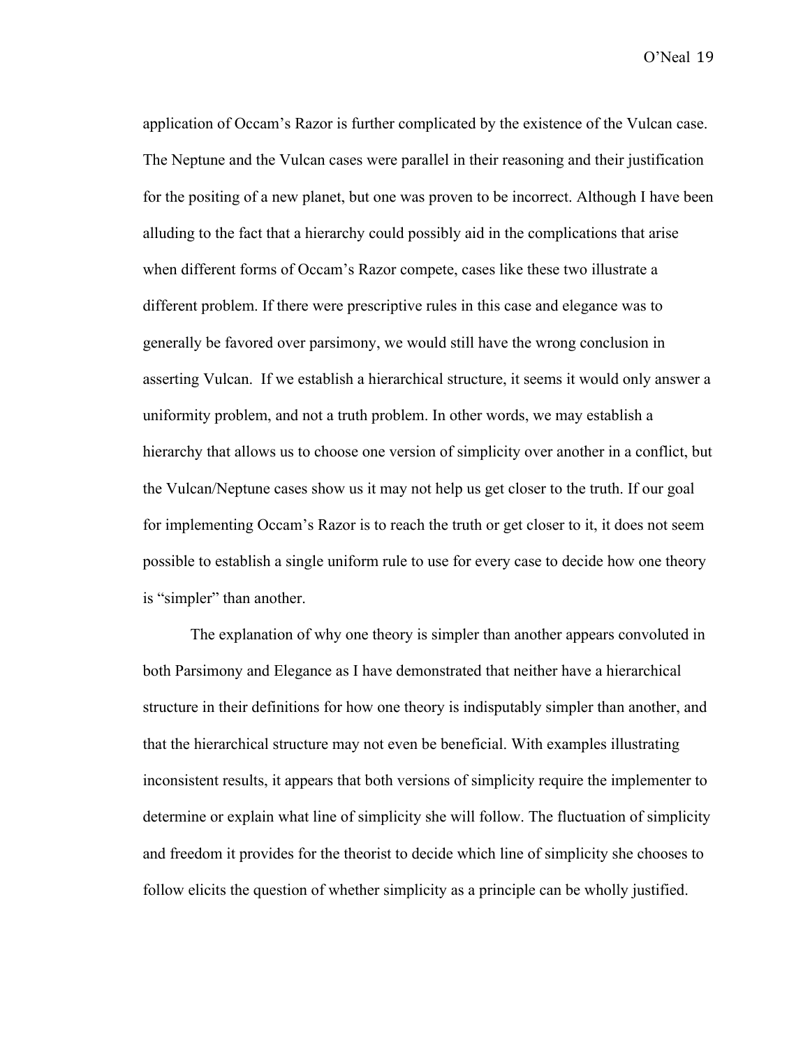application of Occam's Razor is further complicated by the existence of the Vulcan case. The Neptune and the Vulcan cases were parallel in their reasoning and their justification for the positing of a new planet, but one was proven to be incorrect. Although I have been alluding to the fact that a hierarchy could possibly aid in the complications that arise when different forms of Occam's Razor compete, cases like these two illustrate a different problem. If there were prescriptive rules in this case and elegance was to generally be favored over parsimony, we would still have the wrong conclusion in asserting Vulcan. If we establish a hierarchical structure, it seems it would only answer a uniformity problem, and not a truth problem. In other words, we may establish a hierarchy that allows us to choose one version of simplicity over another in a conflict, but the Vulcan/Neptune cases show us it may not help us get closer to the truth. If our goal for implementing Occam's Razor is to reach the truth or get closer to it, it does not seem possible to establish a single uniform rule to use for every case to decide how one theory is "simpler" than another.

The explanation of why one theory is simpler than another appears convoluted in both Parsimony and Elegance as I have demonstrated that neither have a hierarchical structure in their definitions for how one theory is indisputably simpler than another, and that the hierarchical structure may not even be beneficial. With examples illustrating inconsistent results, it appears that both versions of simplicity require the implementer to determine or explain what line of simplicity she will follow. The fluctuation of simplicity and freedom it provides for the theorist to decide which line of simplicity she chooses to follow elicits the question of whether simplicity as a principle can be wholly justified.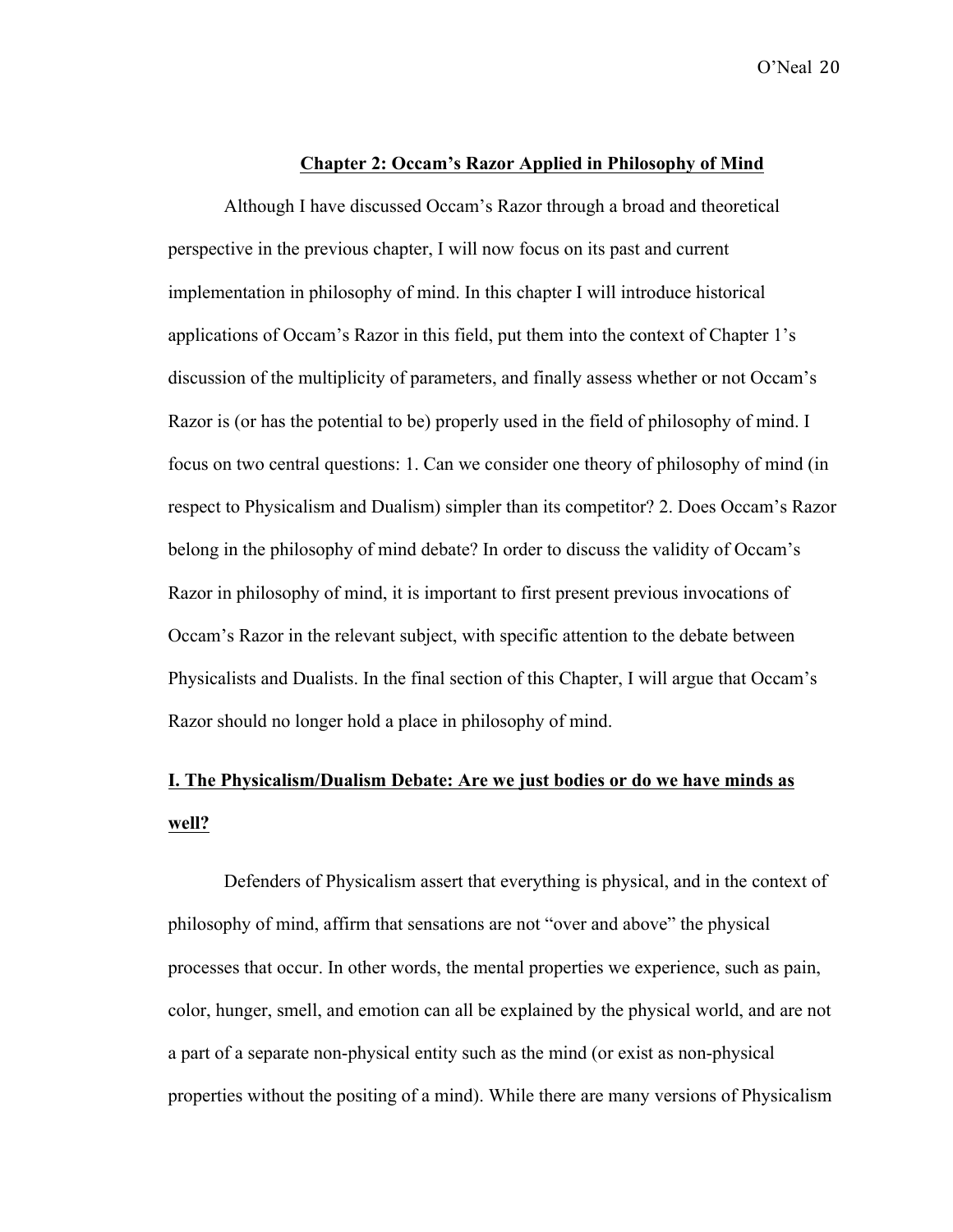## Chapter 2: Occam's Razor Applied in Philosophy of Mind

Although I have discussed Occam's Razor through a broad and theoretical perspective in the previous chapter, I will now focus on its past and current implementation in philosophy of mind. In this chapter I will introduce historical applications of Occam's Razor in this field, put them into the context of Chapter 1's discussion of the multiplicity of parameters, and finally assess whether or not Occam's Razor is (or has the potential to be) properly used in the field of philosophy of mind. I focus on two central questions: 1. Can we consider one theory of philosophy of mind (in respect to Physicalism and Dualism) simpler than its competitor? 2. Does Occam's Razor belong in the philosophy of mind debate? In order to discuss the validity of Occam's Razor in philosophy of mind, it is important to first present previous invocations of Occam's Razor in the relevant subject, with specific attention to the debate between Physicalists and Dualists. In the final section of this Chapter, I will argue that Occam's Razor should no longer hold a place in philosophy of mind.

### I. The Physicalism/Dualism Debate: Are we just bodies or do we have minds as well?

Defenders of Physicalism assert that everything is physical, and in the context of philosophy of mind, affirm that sensations are not "over and above" the physical processes that occur. In other words, the mental properties we experience, such as pain, color, hunger, smell, and emotion can all be explained by the physical world, and are not a part of a separate non-physical entity such as the mind (or exist as non-physical properties without the positing of a mind). While there are many versions of Physicalism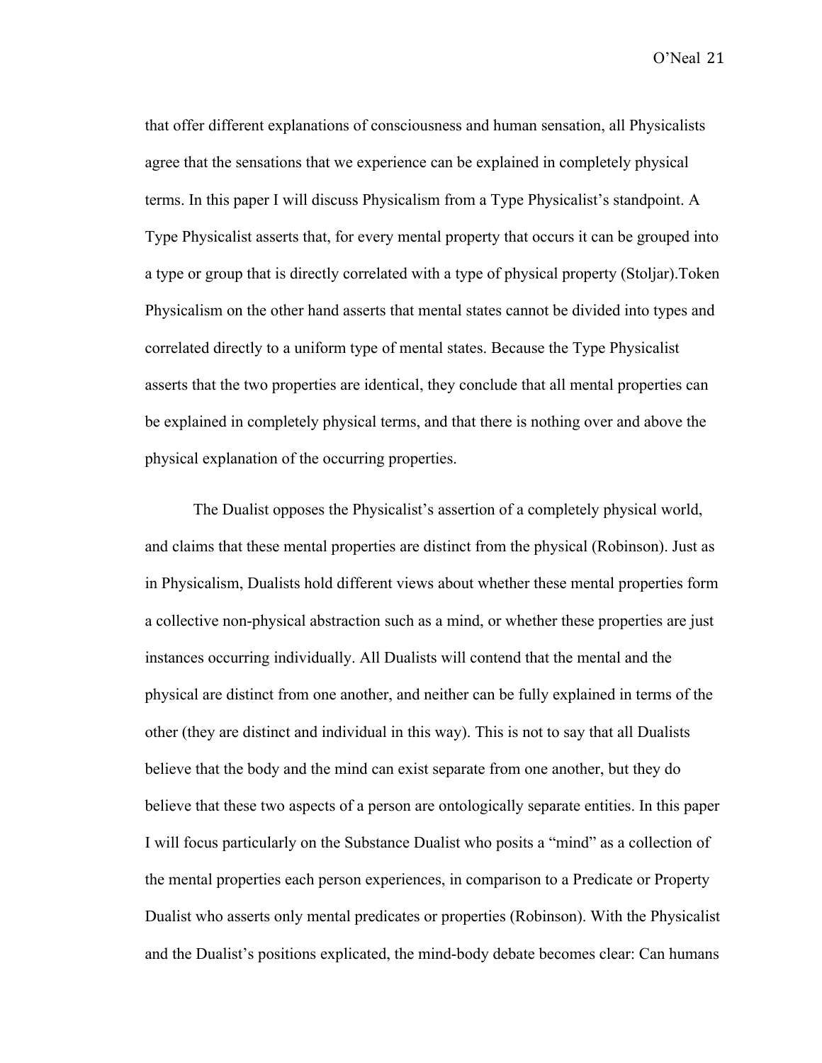that offer different explanations of consciousness and human sensation, all Physicalists agree that the sensations that we experience can be explained in completely physical terms. In this paper I will discuss Physicalism from a Type Physicalist's standpoint. A Type Physicalist asserts that, for every mental property that occurs it can be grouped into a type or group that is directly correlated with a type of physical property (Stoljar).Token Physicalism on the other hand asserts that mental states cannot be divided into types and correlated directly to a uniform type of mental states. Because the Type Physicalist asserts that the two properties are identical, they conclude that all mental properties can be explained in completely physical terms, and that there is nothing over and above the physical explanation of the occurring properties.

The Dualist opposes the Physicalist's assertion of a completely physical world, and claims that these mental properties are distinct from the physical (Robinson). Just as in Physicalism, Dualists hold different views about whether these mental properties form a collective non-physical abstraction such as a mind, or whether these properties are just instances occurring individually. All Dualists will contend that the mental and the physical are distinct from one another, and neither can be fully explained in terms of the other (they are distinct and individual in this way). This is not to say that all Dualists believe that the body and the mind can exist separate from one another, but they do believe that these two aspects of a person are ontologically separate entities. In this paper I will focus particularly on the Substance Dualist who posits a "mind" as a collection of the mental properties each person experiences, in comparison to a Predicate or Property Dualist who asserts only mental predicates or properties (Robinson). With the Physicalist and the Dualist's positions explicated, the mind-body debate becomes clear: Can humans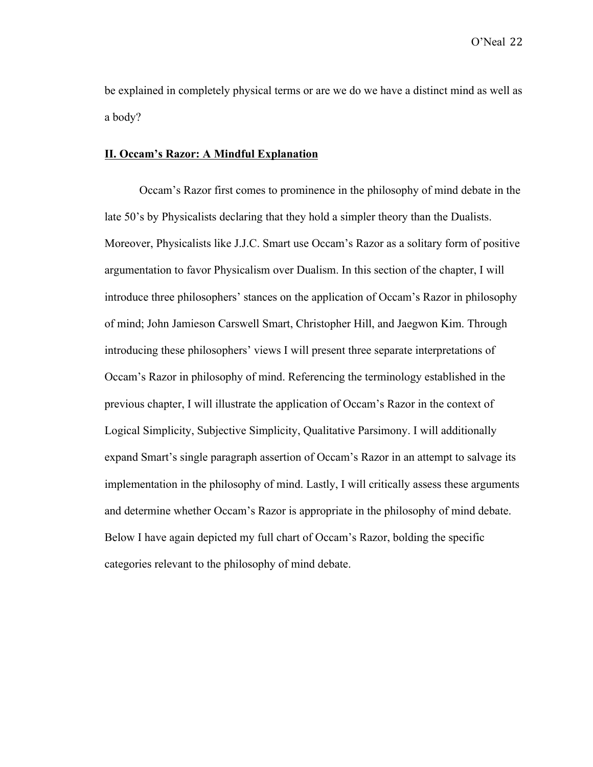be explained in completely physical terms or are we do we have a distinct mind as well as a body?

## **II. Occam's Razor: A Mindful Explanation**

Occam's Razor first comes to prominence in the philosophy of mind debate in the late 50's by Physicalists declaring that they hold a simpler theory than the Dualists. Moreover, Physicalists like J.J.C. Smart use Occam's Razor as a solitary form of positive argumentation to favor Physicalism over Dualism. In this section of the chapter, I will introduce three philosophers' stances on the application of Occam's Razor in philosophy of mind; John Jamieson Carswell Smart, Christopher Hill, and Jaegwon Kim. Through introducing these philosophers' views I will present three separate interpretations of Occam's Razor in philosophy of mind. Referencing the terminology established in the previous chapter, I will illustrate the application of Occam's Razor in the context of Logical Simplicity, Subjective Simplicity, Qualitative Parsimony. I will additionally expand Smart's single paragraph assertion of Occam's Razor in an attempt to salvage its implementation in the philosophy of mind. Lastly, I will critically assess these arguments and determine whether Occam's Razor is appropriate in the philosophy of mind debate. Below I have again depicted my full chart of Occam's Razor, bolding the specific categories relevant to the philosophy of mind debate.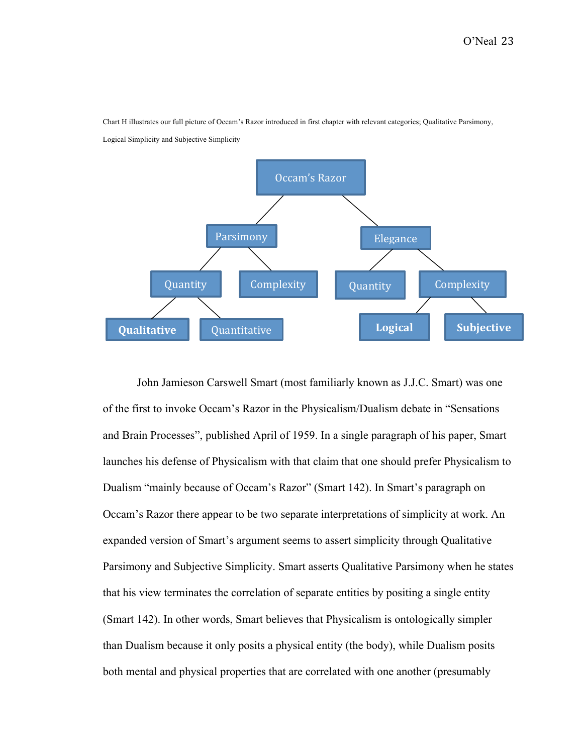Chart H illustrates our full picture of Occam's Razor introduced in first chapter with relevant categories; Qualitative Parsimony, Logical Simplicity and Subjective Simplicity

- Occam's Razor
  - Parsimony
    - Quantity
      - **Qualitative**
      - Quantitative
    - Complexity
  - Elegance
    - Quantity
    - Complexity
      - **Logical**
      - **Subjective**

John Jamieson Carswell Smart (most familiarly known as J.J.C. Smart) was one of the first to invoke Occam's Razor in the Physicalism/Dualism debate in "Sensations and Brain Processes", published April of 1959. In a single paragraph of his paper, Smart launches his defense of Physicalism with that claim that one should prefer Physicalism to Dualism "mainly because of Occam's Razor" (Smart 142). In Smart's paragraph on Occam's Razor there appear to be two separate interpretations of simplicity at work. An expanded version of Smart's argument seems to assert simplicity through Qualitative Parsimony and Subjective Simplicity. Smart asserts Qualitative Parsimony when he states that his view terminates the correlation of separate entities by positing a single entity (Smart 142). In other words, Smart believes that Physicalism is ontologically simpler than Dualism because it only posits a physical entity (the body), while Dualism posits both mental and physical properties that are correlated with one another (presumably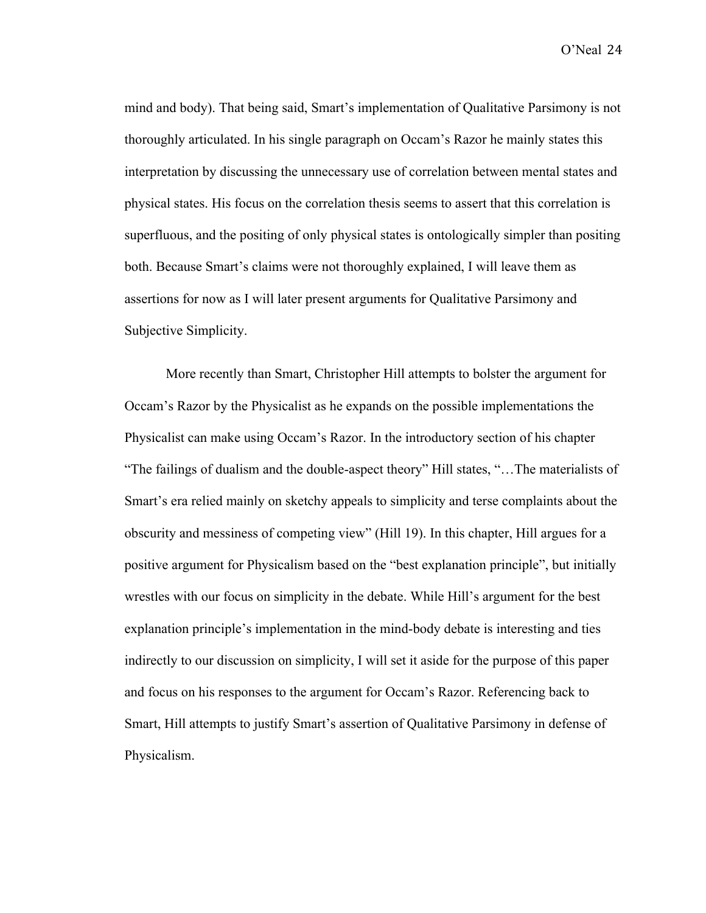mind and body). That being said, Smart's implementation of Qualitative Parsimony is not thoroughly articulated. In his single paragraph on Occam's Razor he mainly states this interpretation by discussing the unnecessary use of correlation between mental states and physical states. His focus on the correlation thesis seems to assert that this correlation is superfluous, and the positing of only physical states is ontologically simpler than positing both. Because Smart's claims were not thoroughly explained, I will leave them as assertions for now as I will later present arguments for Qualitative Parsimony and Subjective Simplicity.

More recently than Smart, Christopher Hill attempts to bolster the argument for Occam's Razor by the Physicalist as he expands on the possible implementations the Physicalist can make using Occam's Razor. In the introductory section of his chapter "The failings of dualism and the double-aspect theory" Hill states, "…The materialists of Smart's era relied mainly on sketchy appeals to simplicity and terse complaints about the obscurity and messiness of competing view" (Hill 19). In this chapter, Hill argues for a positive argument for Physicalism based on the "best explanation principle", but initially wrestles with our focus on simplicity in the debate. While Hill's argument for the best explanation principle's implementation in the mind-body debate is interesting and ties indirectly to our discussion on simplicity, I will set it aside for the purpose of this paper and focus on his responses to the argument for Occam's Razor. Referencing back to Smart, Hill attempts to justify Smart's assertion of Qualitative Parsimony in defense of Physicalism.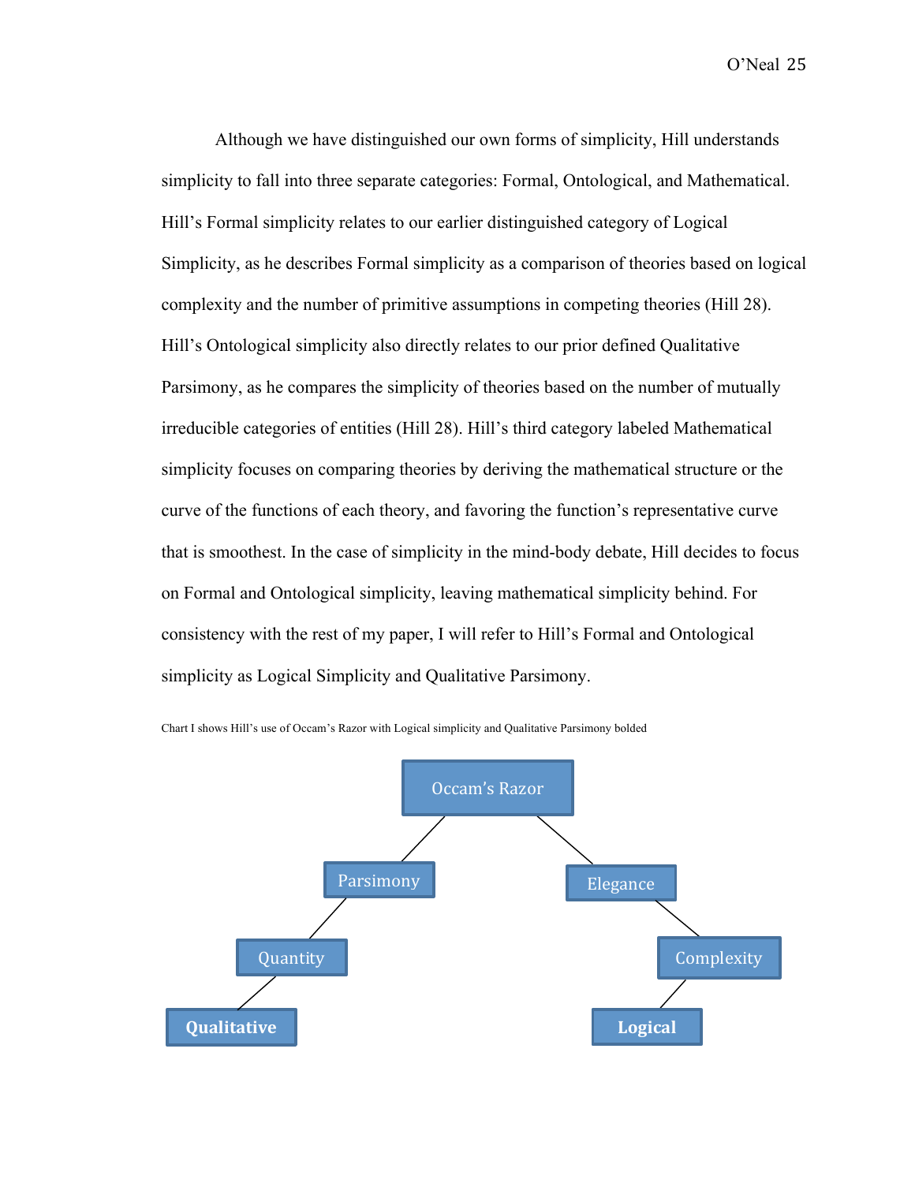Although we have distinguished our own forms of simplicity, Hill understands simplicity to fall into three separate categories: Formal, Ontological, and Mathematical. Hill's Formal simplicity relates to our earlier distinguished category of Logical Simplicity, as he describes Formal simplicity as a comparison of theories based on logical complexity and the number of primitive assumptions in competing theories (Hill 28). Hill's Ontological simplicity also directly relates to our prior defined Qualitative Parsimony, as he compares the simplicity of theories based on the number of mutually irreducible categories of entities (Hill 28). Hill's third category labeled Mathematical simplicity focuses on comparing theories by deriving the mathematical structure or the curve of the functions of each theory, and favoring the function's representative curve that is smoothest. In the case of simplicity in the mind-body debate, Hill decides to focus on Formal and Ontological simplicity, leaving mathematical simplicity behind. For consistency with the rest of my paper, I will refer to Hill's Formal and Ontological simplicity as Logical Simplicity and Qualitative Parsimony.

Chart I shows Hill's use of Occam's Razor with Logical simplicity and Qualitative Parsimony bolded

- Occam's Razor
  - Parsimony
    - Quantity
      - **Qualitative**
  - Elegance
    - Complexity
      - **Logical**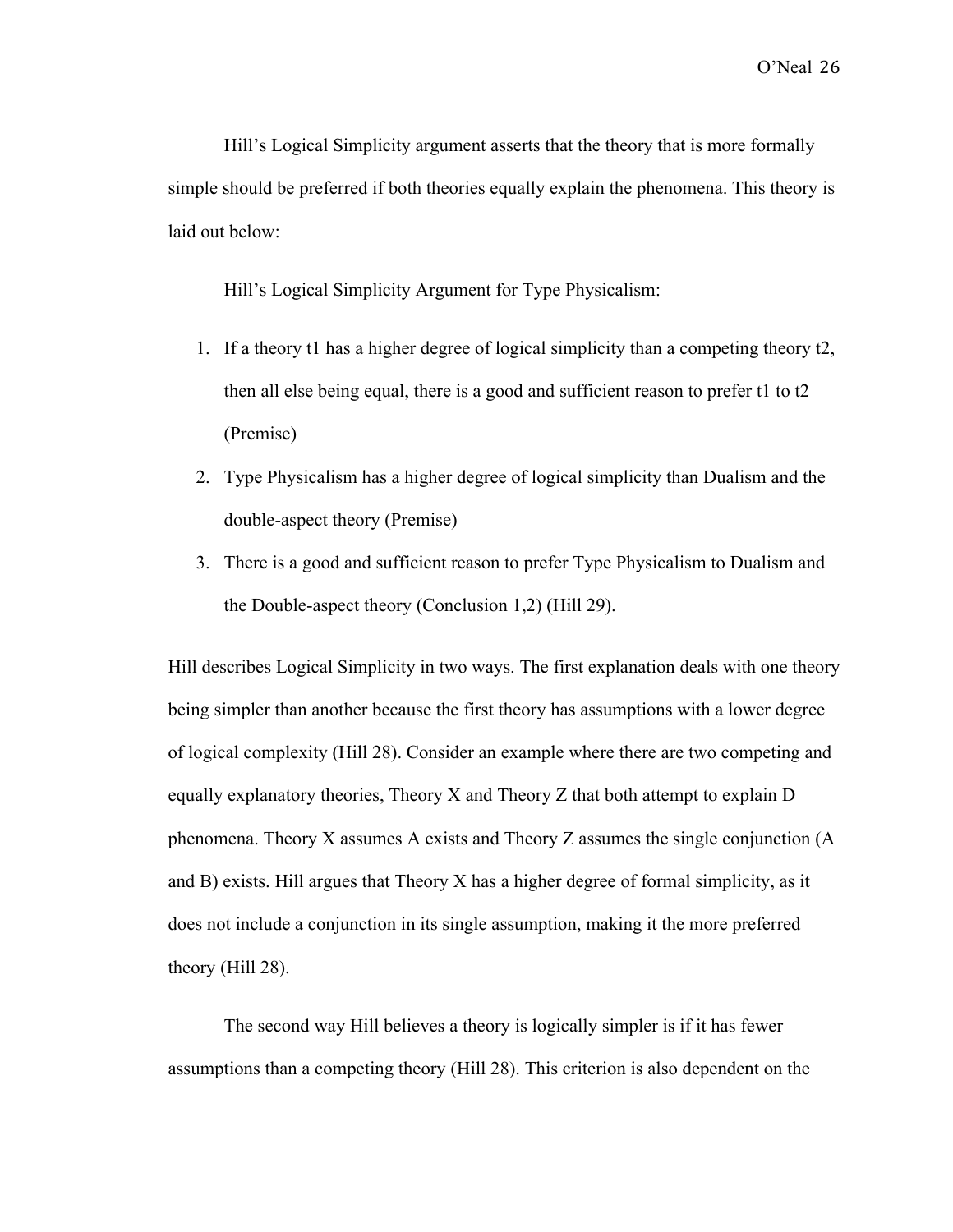Hill's Logical Simplicity argument asserts that the theory that is more formally simple should be preferred if both theories equally explain the phenomena. This theory is laid out below:

Hill's Logical Simplicity Argument for Type Physicalism:

1. If a theory t1 has a higher degree of logical simplicity than a competing theory t2, then all else being equal, there is a good and sufficient reason to prefer t1 to t2 (Premise)
2. Type Physicalism has a higher degree of logical simplicity than Dualism and the double-aspect theory (Premise)
3. There is a good and sufficient reason to prefer Type Physicalism to Dualism and the Double-aspect theory (Conclusion 1,2) (Hill 29).

Hill describes Logical Simplicity in two ways. The first explanation deals with one theory being simpler than another because the first theory has assumptions with a lower degree of logical complexity (Hill 28). Consider an example where there are two competing and equally explanatory theories, Theory X and Theory Z that both attempt to explain D phenomena. Theory X assumes A exists and Theory Z assumes the single conjunction (A and B) exists. Hill argues that Theory X has a higher degree of formal simplicity, as it does not include a conjunction in its single assumption, making it the more preferred theory (Hill 28).

The second way Hill believes a theory is logically simpler is if it has fewer assumptions than a competing theory (Hill 28). This criterion is also dependent on the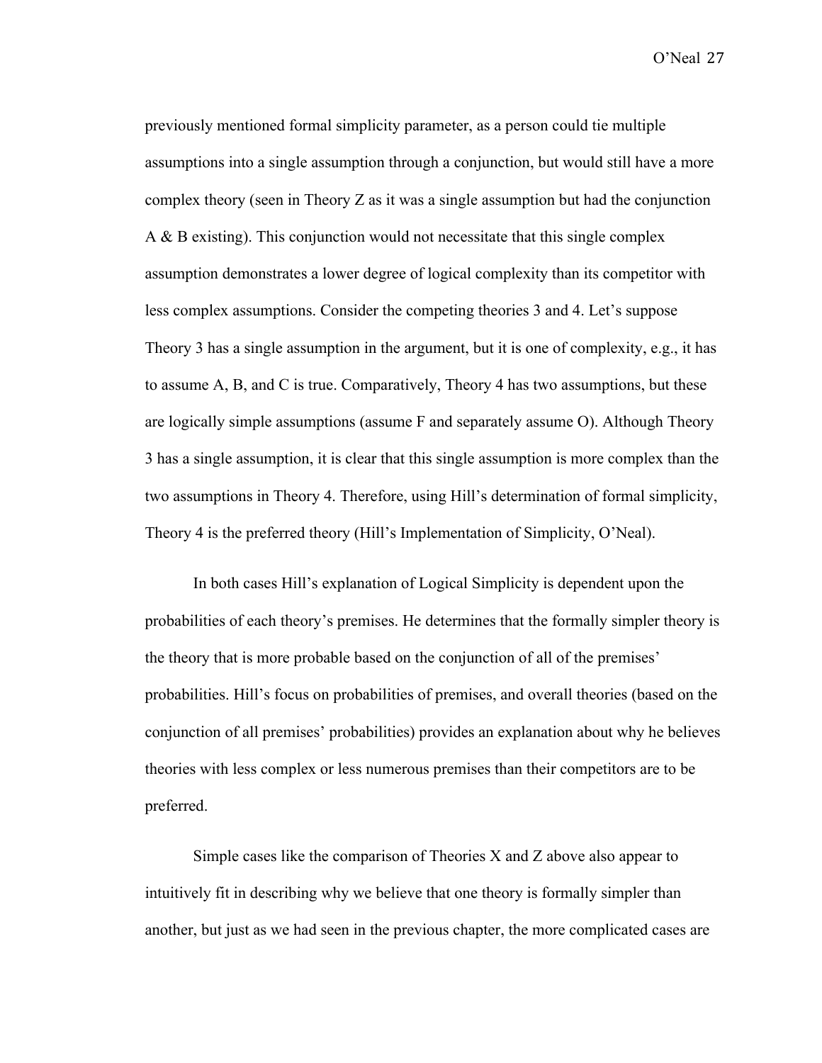previously mentioned formal simplicity parameter, as a person could tie multiple assumptions into a single assumption through a conjunction, but would still have a more complex theory (seen in Theory Z as it was a single assumption but had the conjunction A & B existing). This conjunction would not necessitate that this single complex assumption demonstrates a lower degree of logical complexity than its competitor with less complex assumptions. Consider the competing theories 3 and 4. Let's suppose Theory 3 has a single assumption in the argument, but it is one of complexity, e.g., it has to assume A, B, and C is true. Comparatively, Theory 4 has two assumptions, but these are logically simple assumptions (assume F and separately assume O). Although Theory 3 has a single assumption, it is clear that this single assumption is more complex than the two assumptions in Theory 4. Therefore, using Hill's determination of formal simplicity, Theory 4 is the preferred theory (Hill's Implementation of Simplicity, O'Neal).

In both cases Hill's explanation of Logical Simplicity is dependent upon the probabilities of each theory's premises. He determines that the formally simpler theory is the theory that is more probable based on the conjunction of all of the premises' probabilities. Hill's focus on probabilities of premises, and overall theories (based on the conjunction of all premises' probabilities) provides an explanation about why he believes theories with less complex or less numerous premises than their competitors are to be preferred.

Simple cases like the comparison of Theories X and Z above also appear to intuitively fit in describing why we believe that one theory is formally simpler than another, but just as we had seen in the previous chapter, the more complicated cases are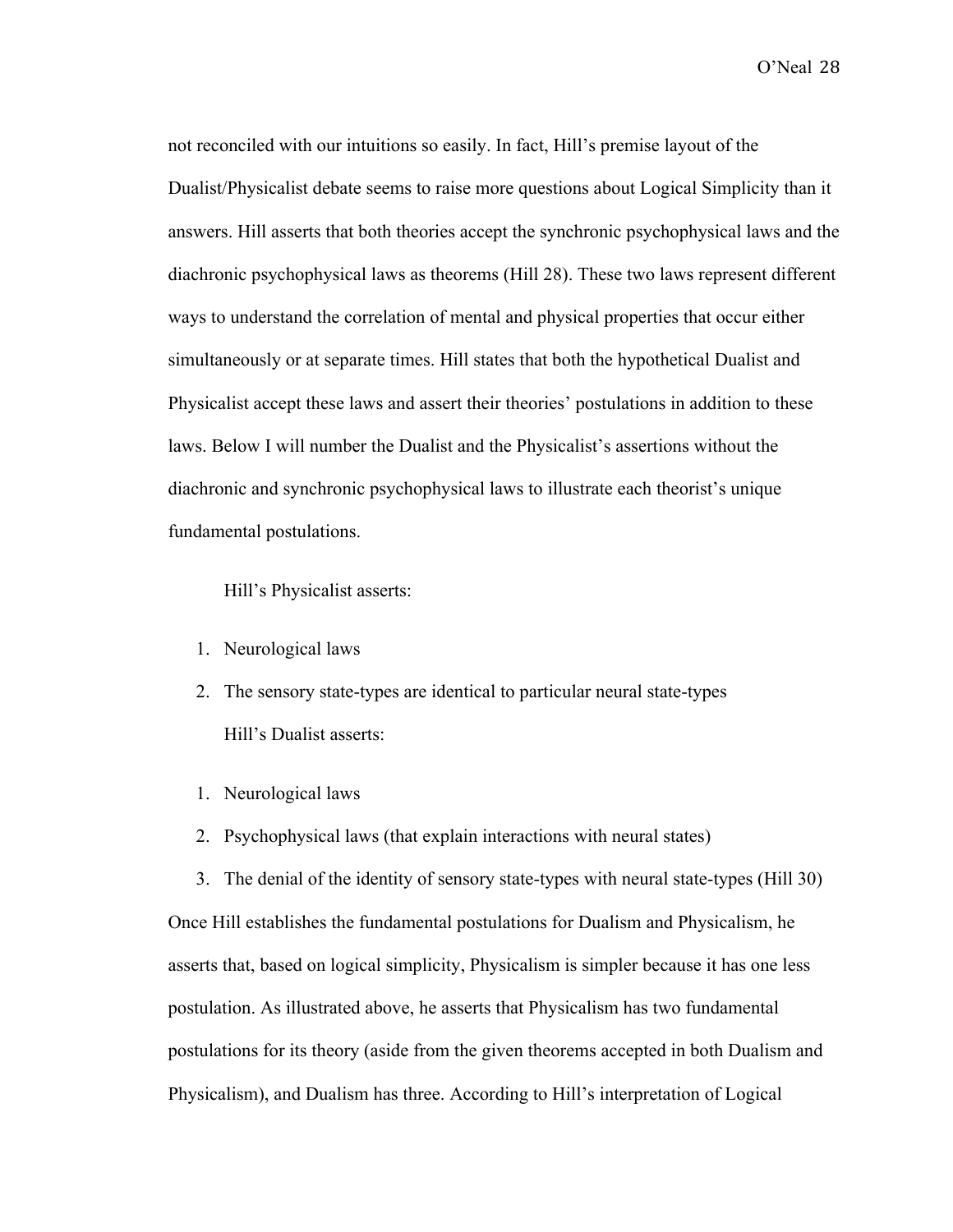not reconciled with our intuitions so easily. In fact, Hill's premise layout of the Dualist/Physicalist debate seems to raise more questions about Logical Simplicity than it answers. Hill asserts that both theories accept the synchronic psychophysical laws and the diachronic psychophysical laws as theorems (Hill 28). These two laws represent different ways to understand the correlation of mental and physical properties that occur either simultaneously or at separate times. Hill states that both the hypothetical Dualist and Physicalist accept these laws and assert their theories' postulations in addition to these laws. Below I will number the Dualist and the Physicalist's assertions without the diachronic and synchronic psychophysical laws to illustrate each theorist's unique fundamental postulations.

Hill's Physicalist asserts:

1. Neurological laws
2. The sensory state-types are identical to particular neural state-types

Hill's Dualist asserts:

1. Neurological laws
2. Psychophysical laws (that explain interactions with neural states)
3. The denial of the identity of sensory state-types with neural state-types (Hill 30)

Once Hill establishes the fundamental postulations for Dualism and Physicalism, he asserts that, based on logical simplicity, Physicalism is simpler because it has one less postulation. As illustrated above, he asserts that Physicalism has two fundamental postulations for its theory (aside from the given theorems accepted in both Dualism and Physicalism), and Dualism has three. According to Hill's interpretation of Logical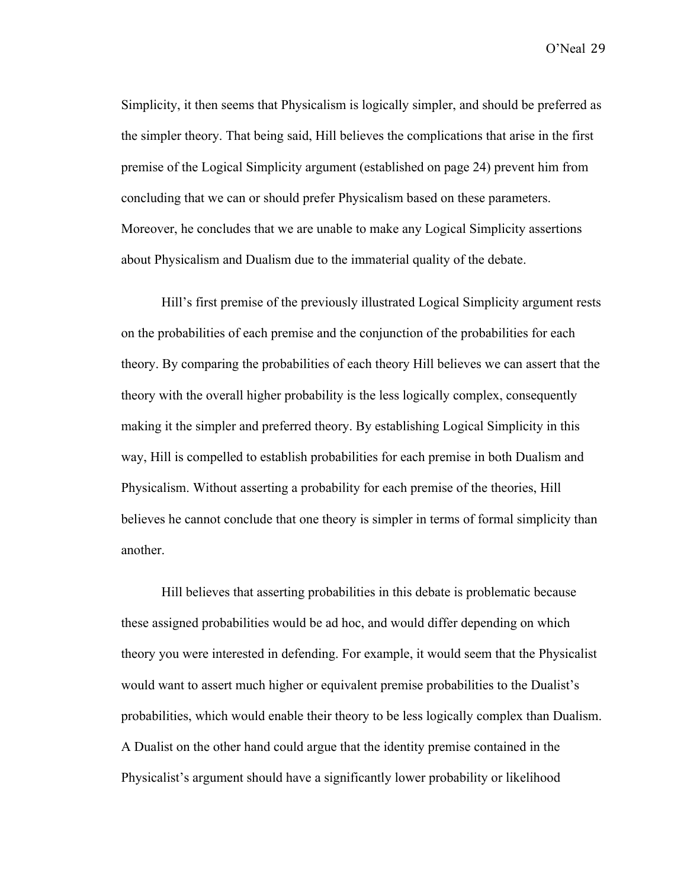Simplicity, it then seems that Physicalism is logically simpler, and should be preferred as the simpler theory. That being said, Hill believes the complications that arise in the first premise of the Logical Simplicity argument (established on page 24) prevent him from concluding that we can or should prefer Physicalism based on these parameters. Moreover, he concludes that we are unable to make any Logical Simplicity assertions about Physicalism and Dualism due to the immaterial quality of the debate.

Hill's first premise of the previously illustrated Logical Simplicity argument rests on the probabilities of each premise and the conjunction of the probabilities for each theory. By comparing the probabilities of each theory Hill believes we can assert that the theory with the overall higher probability is the less logically complex, consequently making it the simpler and preferred theory. By establishing Logical Simplicity in this way, Hill is compelled to establish probabilities for each premise in both Dualism and Physicalism. Without asserting a probability for each premise of the theories, Hill believes he cannot conclude that one theory is simpler in terms of formal simplicity than another.

Hill believes that asserting probabilities in this debate is problematic because these assigned probabilities would be ad hoc, and would differ depending on which theory you were interested in defending. For example, it would seem that the Physicalist would want to assert much higher or equivalent premise probabilities to the Dualist's probabilities, which would enable their theory to be less logically complex than Dualism. A Dualist on the other hand could argue that the identity premise contained in the Physicalist's argument should have a significantly lower probability or likelihood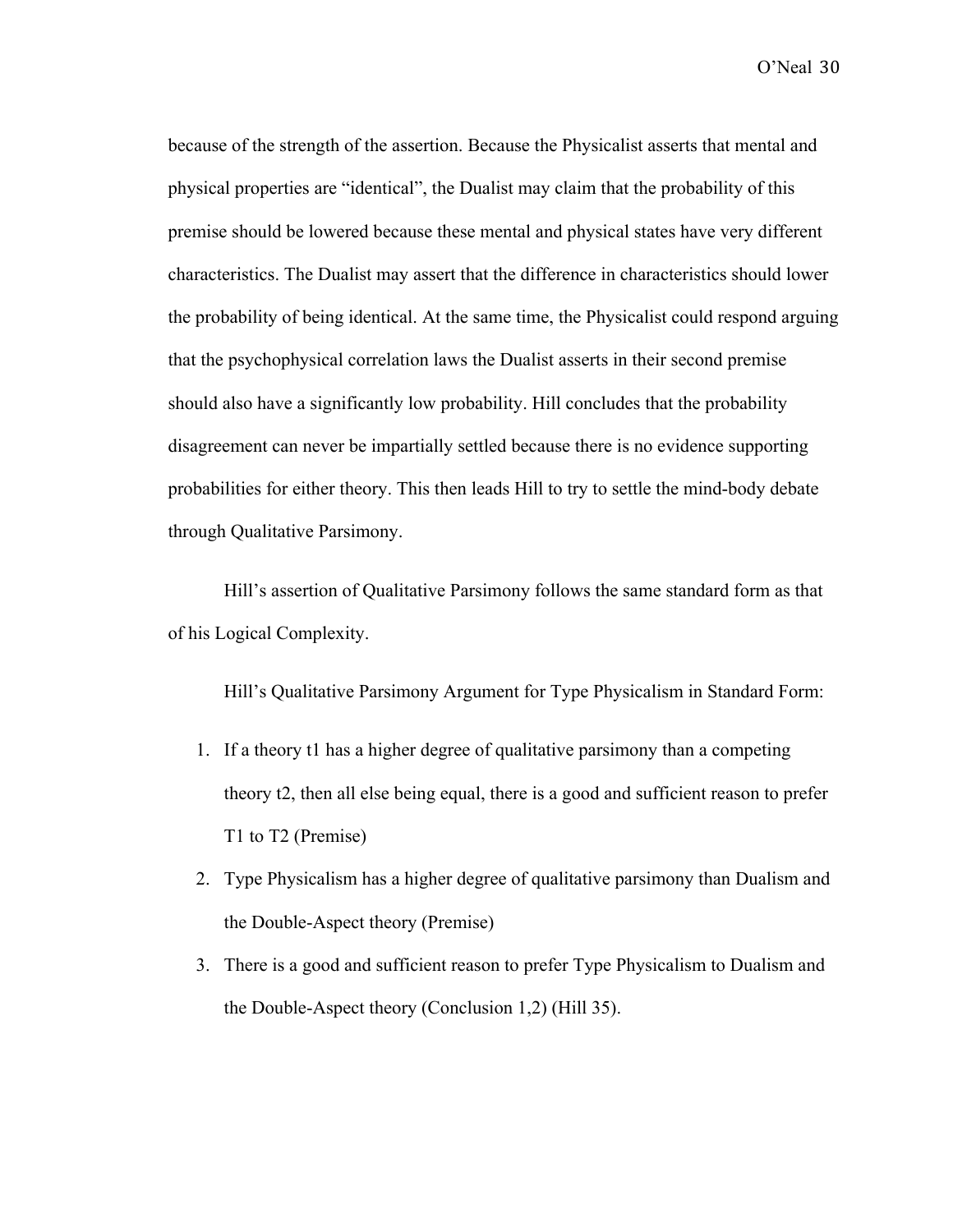because of the strength of the assertion. Because the Physicalist asserts that mental and physical properties are "identical", the Dualist may claim that the probability of this premise should be lowered because these mental and physical states have very different characteristics. The Dualist may assert that the difference in characteristics should lower the probability of being identical. At the same time, the Physicalist could respond arguing that the psychophysical correlation laws the Dualist asserts in their second premise should also have a significantly low probability. Hill concludes that the probability disagreement can never be impartially settled because there is no evidence supporting probabilities for either theory. This then leads Hill to try to settle the mind-body debate through Qualitative Parsimony.

Hill's assertion of Qualitative Parsimony follows the same standard form as that of his Logical Complexity.

Hill's Qualitative Parsimony Argument for Type Physicalism in Standard Form:

1. If a theory t1 has a higher degree of qualitative parsimony than a competing theory t2, then all else being equal, there is a good and sufficient reason to prefer T1 to T2 (Premise)
2. Type Physicalism has a higher degree of qualitative parsimony than Dualism and the Double-Aspect theory (Premise)
3. There is a good and sufficient reason to prefer Type Physicalism to Dualism and the Double-Aspect theory (Conclusion 1,2) (Hill 35).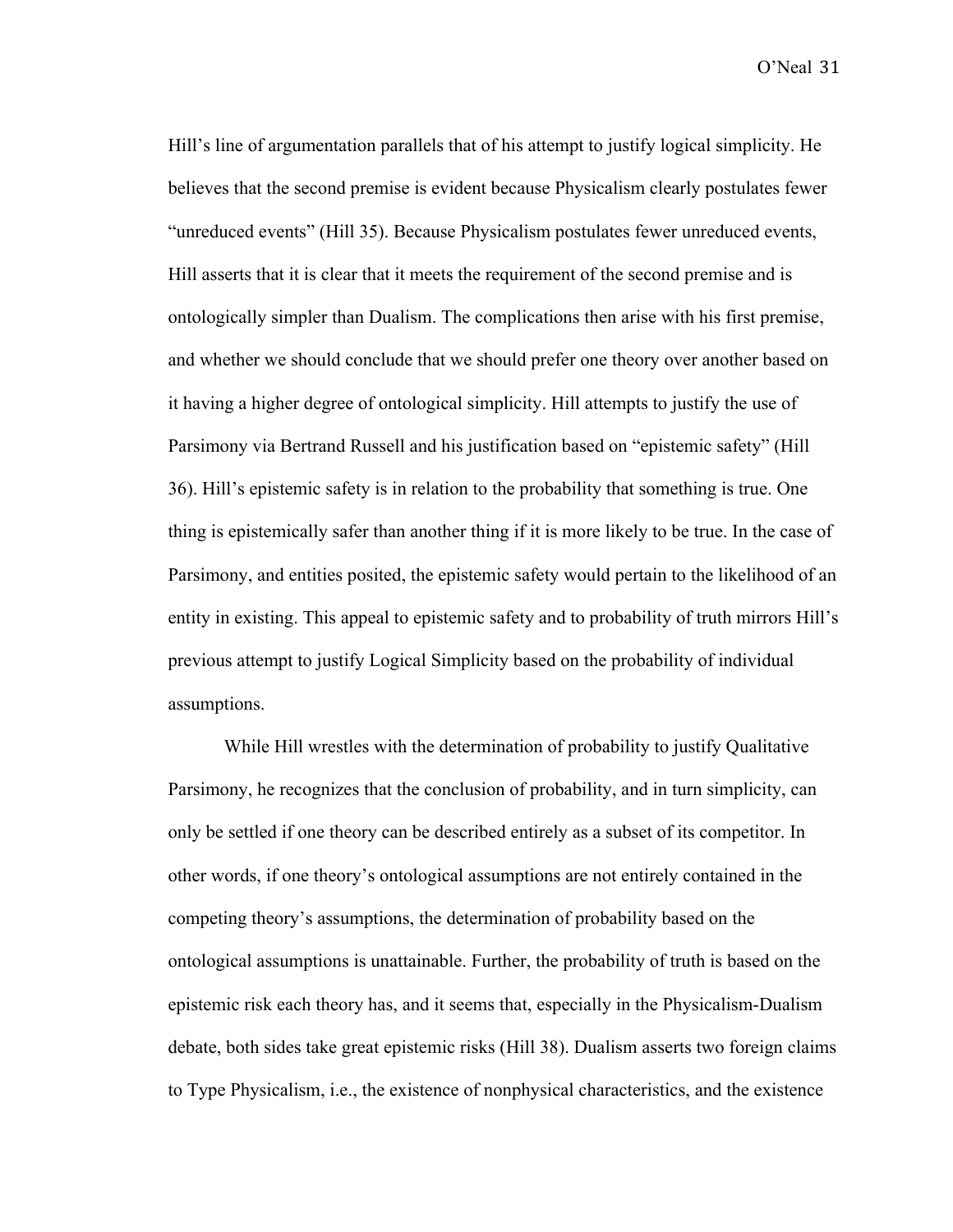Hill's line of argumentation parallels that of his attempt to justify logical simplicity. He believes that the second premise is evident because Physicalism clearly postulates fewer "unreduced events" (Hill 35). Because Physicalism postulates fewer unreduced events, Hill asserts that it is clear that it meets the requirement of the second premise and is ontologically simpler than Dualism. The complications then arise with his first premise, and whether we should conclude that we should prefer one theory over another based on it having a higher degree of ontological simplicity. Hill attempts to justify the use of Parsimony via Bertrand Russell and his justification based on "epistemic safety" (Hill 36). Hill's epistemic safety is in relation to the probability that something is true. One thing is epistemically safer than another thing if it is more likely to be true. In the case of Parsimony, and entities posited, the epistemic safety would pertain to the likelihood of an entity in existing. This appeal to epistemic safety and to probability of truth mirrors Hill's previous attempt to justify Logical Simplicity based on the probability of individual assumptions.

While Hill wrestles with the determination of probability to justify Qualitative Parsimony, he recognizes that the conclusion of probability, and in turn simplicity, can only be settled if one theory can be described entirely as a subset of its competitor. In other words, if one theory's ontological assumptions are not entirely contained in the competing theory's assumptions, the determination of probability based on the ontological assumptions is unattainable. Further, the probability of truth is based on the epistemic risk each theory has, and it seems that, especially in the Physicalism-Dualism debate, both sides take great epistemic risks (Hill 38). Dualism asserts two foreign claims to Type Physicalism, i.e., the existence of nonphysical characteristics, and the existence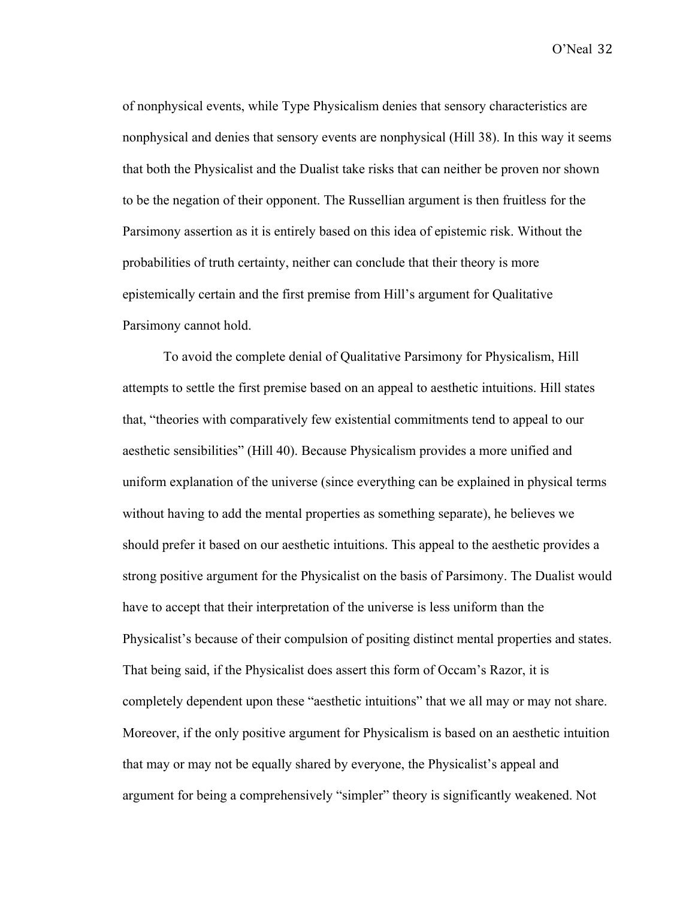of nonphysical events, while Type Physicalism denies that sensory characteristics are nonphysical and denies that sensory events are nonphysical (Hill 38). In this way it seems that both the Physicalist and the Dualist take risks that can neither be proven nor shown to be the negation of their opponent. The Russellian argument is then fruitless for the Parsimony assertion as it is entirely based on this idea of epistemic risk. Without the probabilities of truth certainty, neither can conclude that their theory is more epistemically certain and the first premise from Hill's argument for Qualitative Parsimony cannot hold.

To avoid the complete denial of Qualitative Parsimony for Physicalism, Hill attempts to settle the first premise based on an appeal to aesthetic intuitions. Hill states that, "theories with comparatively few existential commitments tend to appeal to our aesthetic sensibilities" (Hill 40). Because Physicalism provides a more unified and uniform explanation of the universe (since everything can be explained in physical terms without having to add the mental properties as something separate), he believes we should prefer it based on our aesthetic intuitions. This appeal to the aesthetic provides a strong positive argument for the Physicalist on the basis of Parsimony. The Dualist would have to accept that their interpretation of the universe is less uniform than the Physicalist's because of their compulsion of positing distinct mental properties and states. That being said, if the Physicalist does assert this form of Occam's Razor, it is completely dependent upon these "aesthetic intuitions" that we all may or may not share. Moreover, if the only positive argument for Physicalism is based on an aesthetic intuition that may or may not be equally shared by everyone, the Physicalist's appeal and argument for being a comprehensively "simpler" theory is significantly weakened. Not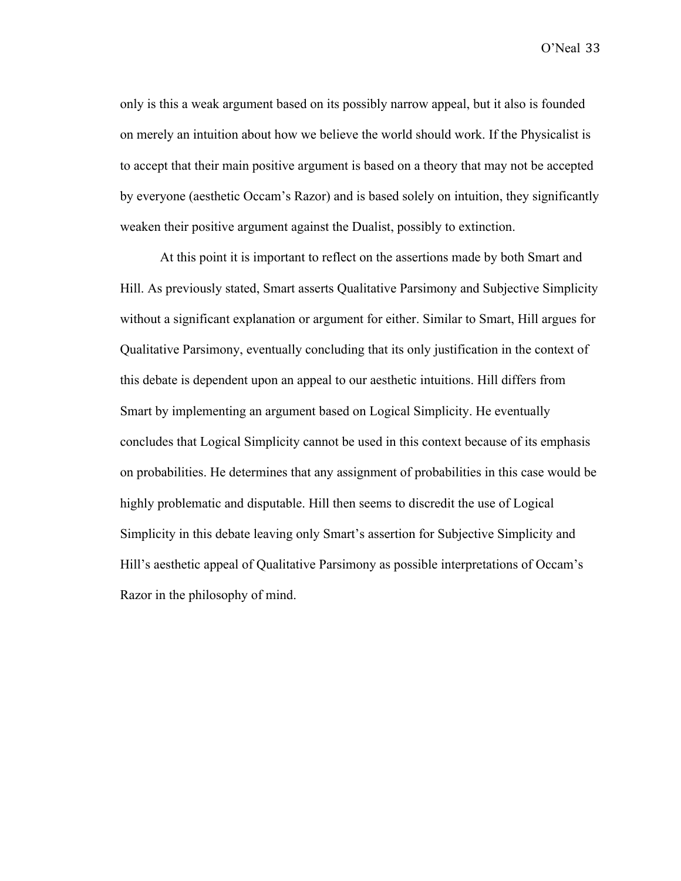only is this a weak argument based on its possibly narrow appeal, but it also is founded on merely an intuition about how we believe the world should work. If the Physicalist is to accept that their main positive argument is based on a theory that may not be accepted by everyone (aesthetic Occam's Razor) and is based solely on intuition, they significantly weaken their positive argument against the Dualist, possibly to extinction.

At this point it is important to reflect on the assertions made by both Smart and Hill. As previously stated, Smart asserts Qualitative Parsimony and Subjective Simplicity without a significant explanation or argument for either. Similar to Smart, Hill argues for Qualitative Parsimony, eventually concluding that its only justification in the context of this debate is dependent upon an appeal to our aesthetic intuitions. Hill differs from Smart by implementing an argument based on Logical Simplicity. He eventually concludes that Logical Simplicity cannot be used in this context because of its emphasis on probabilities. He determines that any assignment of probabilities in this case would be highly problematic and disputable. Hill then seems to discredit the use of Logical Simplicity in this debate leaving only Smart's assertion for Subjective Simplicity and Hill's aesthetic appeal of Qualitative Parsimony as possible interpretations of Occam's Razor in the philosophy of mind.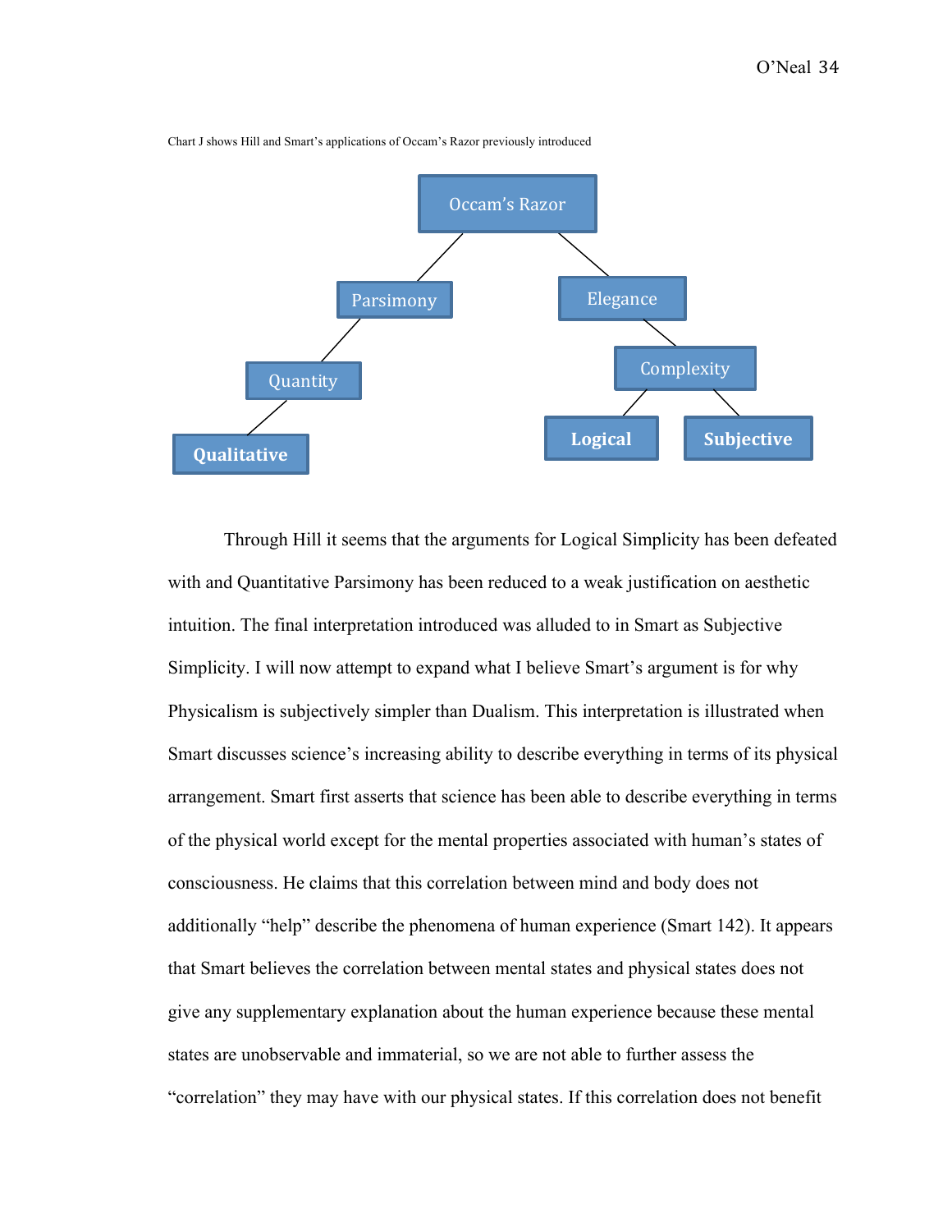Chart J shows Hill and Smart's applications of Occam's Razor previously introduced

- Occam's Razor
  - Parsimony
    - Quantity
      - **Qualitative**
  - Elegance
    - Complexity
      - **Logical**
      - **Subjective**

Through Hill it seems that the arguments for Logical Simplicity has been defeated with and Quantitative Parsimony has been reduced to a weak justification on aesthetic intuition. The final interpretation introduced was alluded to in Smart as Subjective Simplicity. I will now attempt to expand what I believe Smart's argument is for why Physicalism is subjectively simpler than Dualism. This interpretation is illustrated when Smart discusses science's increasing ability to describe everything in terms of its physical arrangement. Smart first asserts that science has been able to describe everything in terms of the physical world except for the mental properties associated with human's states of consciousness. He claims that this correlation between mind and body does not additionally "help" describe the phenomena of human experience (Smart 142). It appears that Smart believes the correlation between mental states and physical states does not give any supplementary explanation about the human experience because these mental states are unobservable and immaterial, so we are not able to further assess the "correlation" they may have with our physical states. If this correlation does not benefit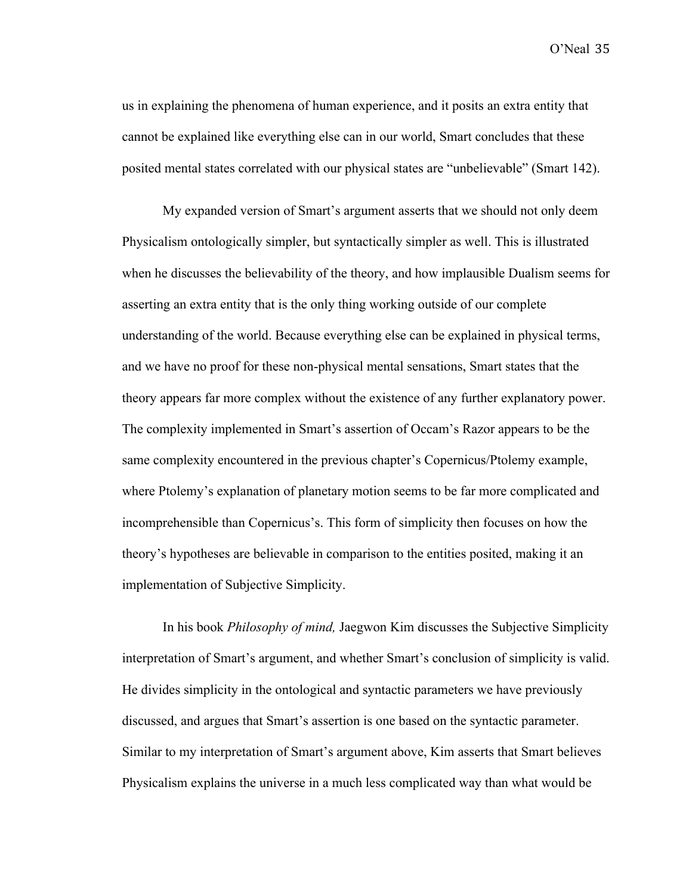us in explaining the phenomena of human experience, and it posits an extra entity that cannot be explained like everything else can in our world, Smart concludes that these posited mental states correlated with our physical states are "unbelievable" (Smart 142).

My expanded version of Smart's argument asserts that we should not only deem Physicalism ontologically simpler, but syntactically simpler as well. This is illustrated when he discusses the believability of the theory, and how implausible Dualism seems for asserting an extra entity that is the only thing working outside of our complete understanding of the world. Because everything else can be explained in physical terms, and we have no proof for these non-physical mental sensations, Smart states that the theory appears far more complex without the existence of any further explanatory power. The complexity implemented in Smart's assertion of Occam's Razor appears to be the same complexity encountered in the previous chapter's Copernicus/Ptolemy example, where Ptolemy's explanation of planetary motion seems to be far more complicated and incomprehensible than Copernicus's. This form of simplicity then focuses on how the theory's hypotheses are believable in comparison to the entities posited, making it an implementation of Subjective Simplicity.

In his book *Philosophy of mind,* Jaegwon Kim discusses the Subjective Simplicity interpretation of Smart's argument, and whether Smart's conclusion of simplicity is valid. He divides simplicity in the ontological and syntactic parameters we have previously discussed, and argues that Smart's assertion is one based on the syntactic parameter. Similar to my interpretation of Smart's argument above, Kim asserts that Smart believes Physicalism explains the universe in a much less complicated way than what would be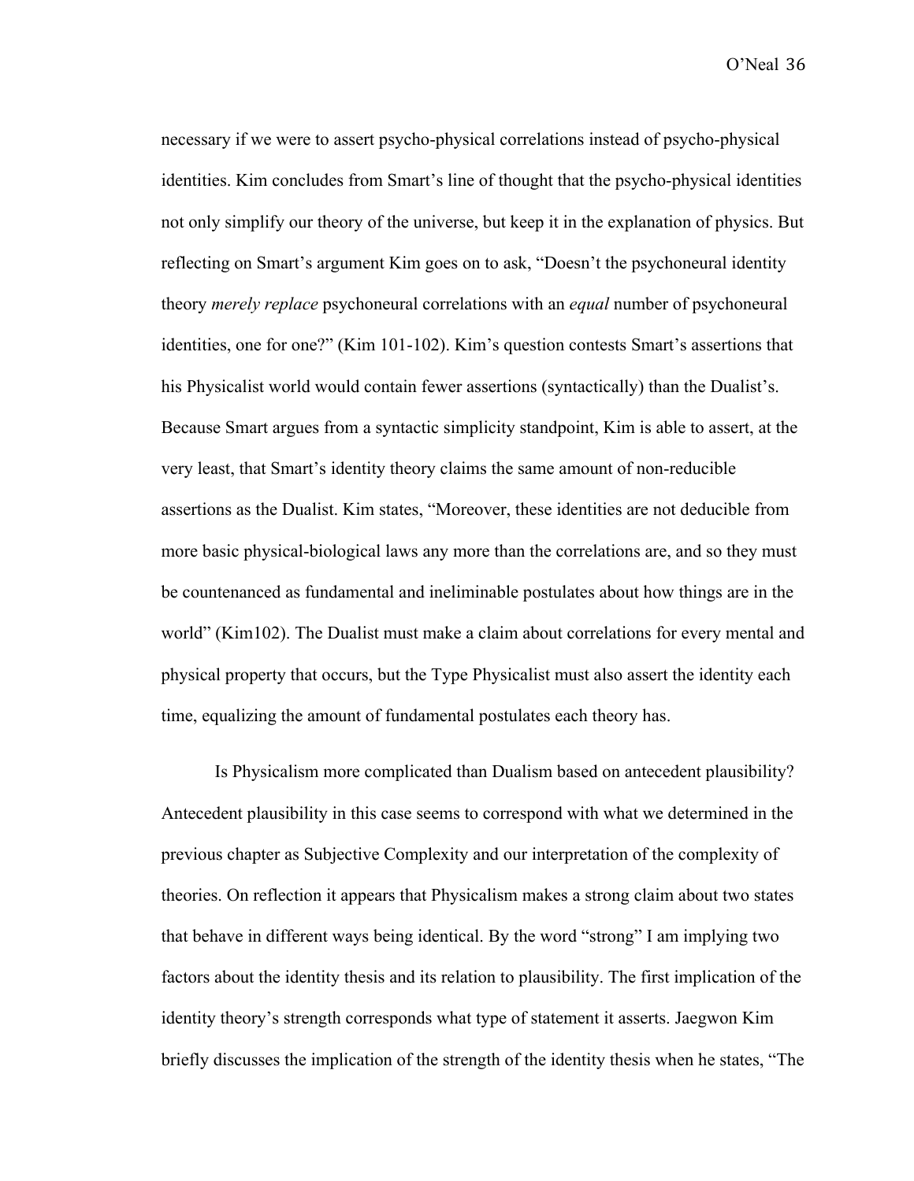necessary if we were to assert psycho-physical correlations instead of psycho-physical identities. Kim concludes from Smart's line of thought that the psycho-physical identities not only simplify our theory of the universe, but keep it in the explanation of physics. But reflecting on Smart's argument Kim goes on to ask, "Doesn't the psychoneural identity theory *merely replace* psychoneural correlations with an *equal* number of psychoneural identities, one for one?" (Kim 101-102). Kim's question contests Smart's assertions that his Physicalist world would contain fewer assertions (syntactically) than the Dualist's. Because Smart argues from a syntactic simplicity standpoint, Kim is able to assert, at the very least, that Smart's identity theory claims the same amount of non-reducible assertions as the Dualist. Kim states, "Moreover, these identities are not deducible from more basic physical-biological laws any more than the correlations are, and so they must be countenanced as fundamental and ineliminable postulates about how things are in the world" (Kim102). The Dualist must make a claim about correlations for every mental and physical property that occurs, but the Type Physicalist must also assert the identity each time, equalizing the amount of fundamental postulates each theory has.

Is Physicalism more complicated than Dualism based on antecedent plausibility? Antecedent plausibility in this case seems to correspond with what we determined in the previous chapter as Subjective Complexity and our interpretation of the complexity of theories. On reflection it appears that Physicalism makes a strong claim about two states that behave in different ways being identical. By the word "strong" I am implying two factors about the identity thesis and its relation to plausibility. The first implication of the identity theory's strength corresponds what type of statement it asserts. Jaegwon Kim briefly discusses the implication of the strength of the identity thesis when he states, "The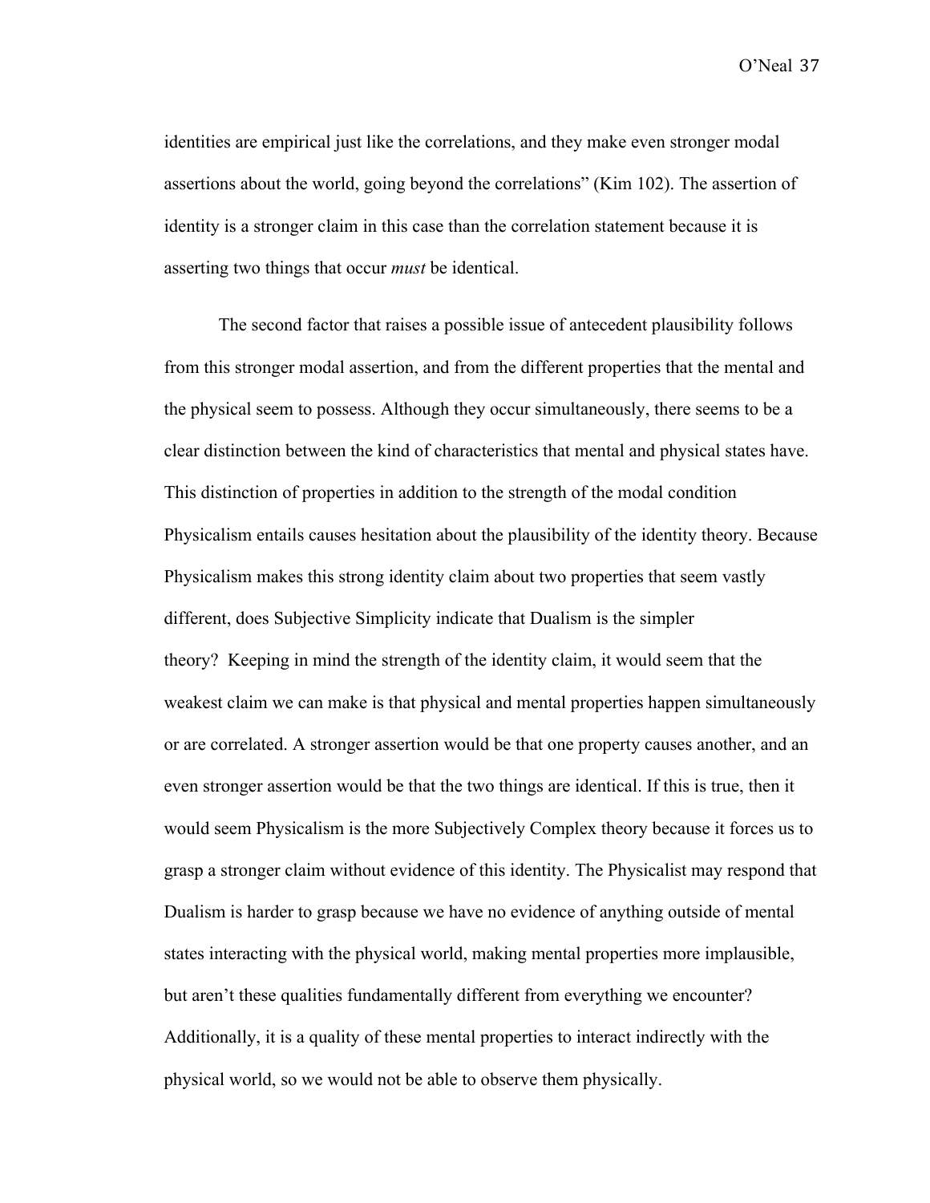identities are empirical just like the correlations, and they make even stronger modal assertions about the world, going beyond the correlations" (Kim 102). The assertion of identity is a stronger claim in this case than the correlation statement because it is asserting two things that occur *must* be identical.

The second factor that raises a possible issue of antecedent plausibility follows from this stronger modal assertion, and from the different properties that the mental and the physical seem to possess. Although they occur simultaneously, there seems to be a clear distinction between the kind of characteristics that mental and physical states have. This distinction of properties in addition to the strength of the modal condition Physicalism entails causes hesitation about the plausibility of the identity theory. Because Physicalism makes this strong identity claim about two properties that seem vastly different, does Subjective Simplicity indicate that Dualism is the simpler theory? Keeping in mind the strength of the identity claim, it would seem that the weakest claim we can make is that physical and mental properties happen simultaneously or are correlated. A stronger assertion would be that one property causes another, and an even stronger assertion would be that the two things are identical. If this is true, then it would seem Physicalism is the more Subjectively Complex theory because it forces us to grasp a stronger claim without evidence of this identity. The Physicalist may respond that Dualism is harder to grasp because we have no evidence of anything outside of mental states interacting with the physical world, making mental properties more implausible, but aren't these qualities fundamentally different from everything we encounter? Additionally, it is a quality of these mental properties to interact indirectly with the physical world, so we would not be able to observe them physically.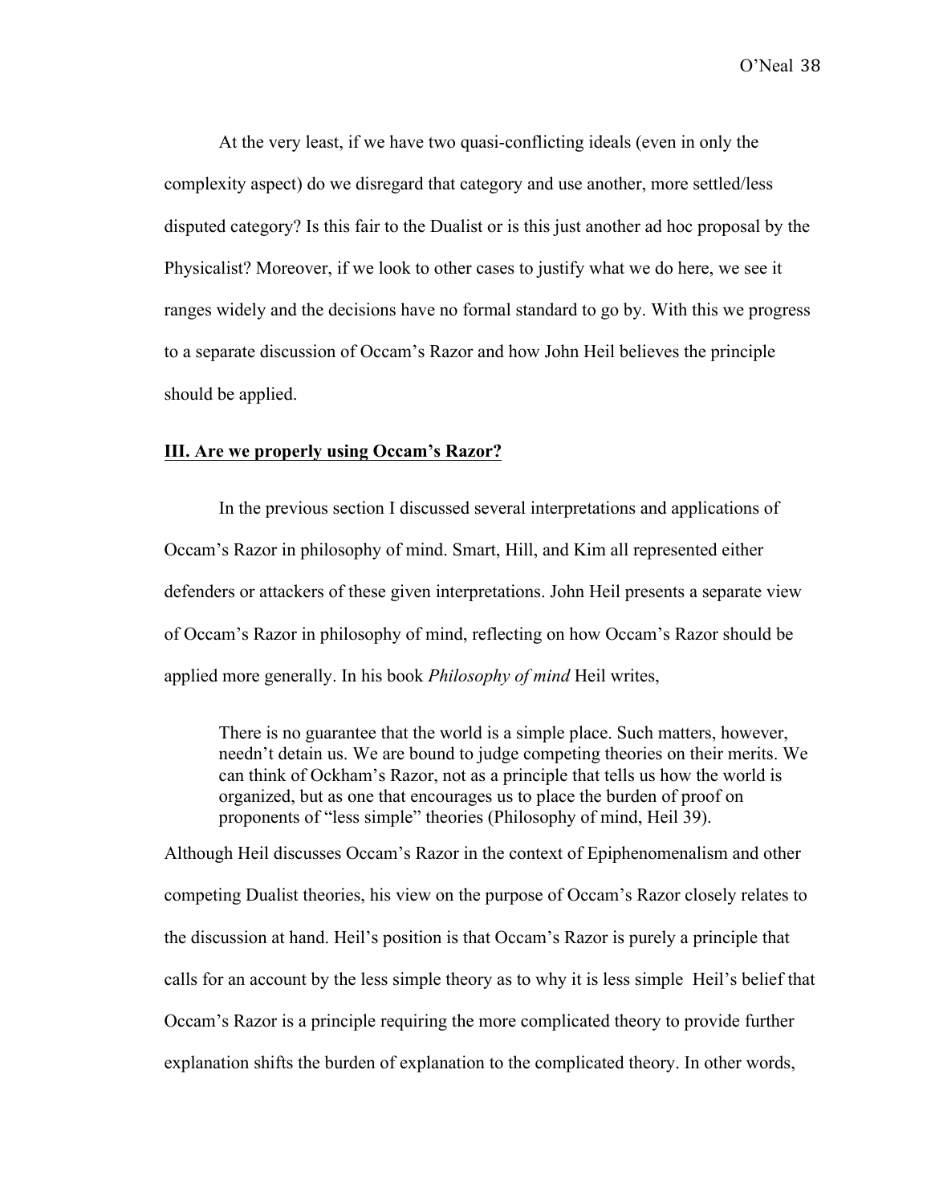At the very least, if we have two quasi-conflicting ideals (even in only the complexity aspect) do we disregard that category and use another, more settled/less disputed category? Is this fair to the Dualist or is this just another ad hoc proposal by the Physicalist? Moreover, if we look to other cases to justify what we do here, we see it ranges widely and the decisions have no formal standard to go by. With this we progress to a separate discussion of Occam's Razor and how John Heil believes the principle should be applied.

## <u>III. Are we properly using Occam's Razor?</u>

In the previous section I discussed several interpretations and applications of Occam's Razor in philosophy of mind. Smart, Hill, and Kim all represented either defenders or attackers of these given interpretations. John Heil presents a separate view of Occam's Razor in philosophy of mind, reflecting on how Occam's Razor should be applied more generally. In his book *Philosophy of mind* Heil writes,

> There is no guarantee that the world is a simple place. Such matters, however, needn't detain us. We are bound to judge competing theories on their merits. We can think of Ockham's Razor, not as a principle that tells us how the world is organized, but as one that encourages us to place the burden of proof on proponents of "less simple" theories (Philosophy of mind, Heil 39).

Although Heil discusses Occam's Razor in the context of Epiphenomenalism and other competing Dualist theories, his view on the purpose of Occam's Razor closely relates to the discussion at hand. Heil's position is that Occam's Razor is purely a principle that calls for an account by the less simple theory as to why it is less simple Heil's belief that Occam's Razor is a principle requiring the more complicated theory to provide further explanation shifts the burden of explanation to the complicated theory. In other words,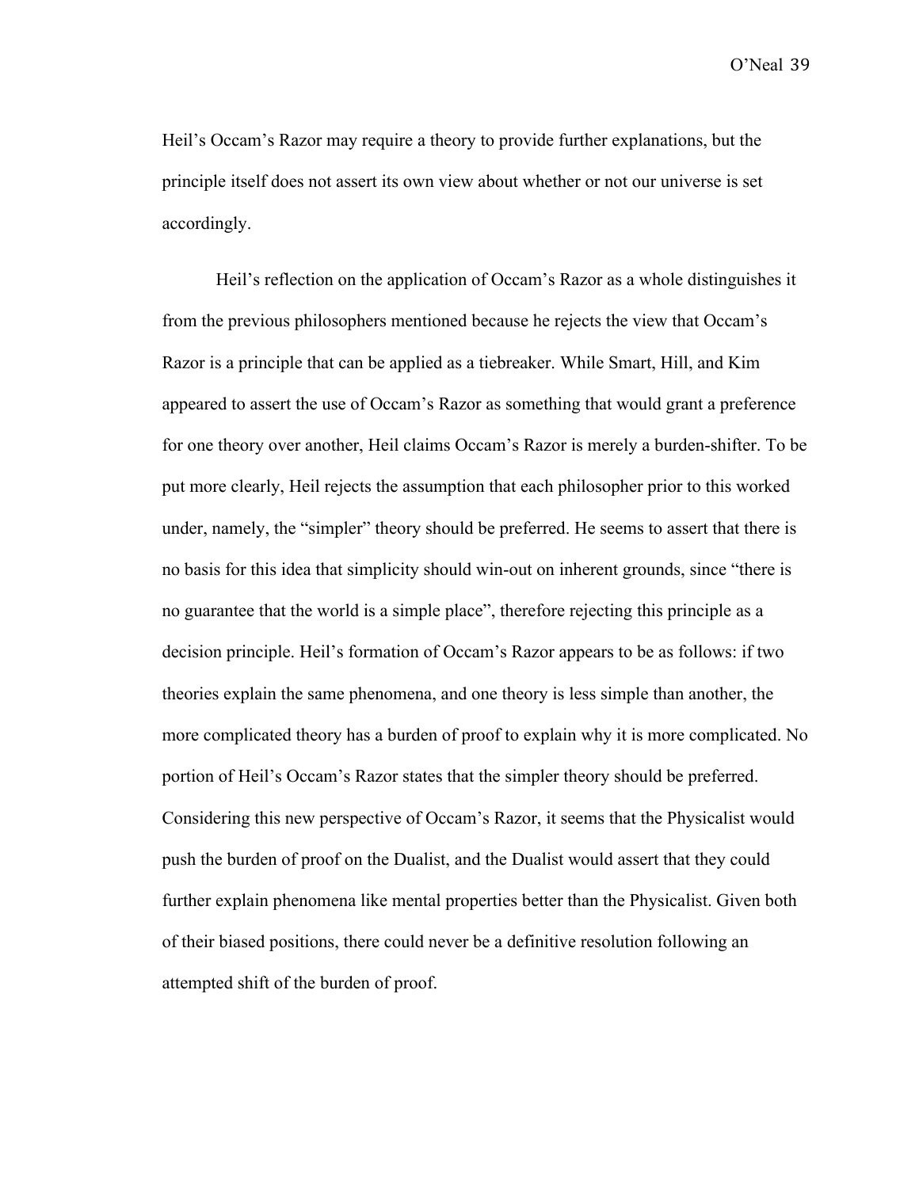Heil's Occam's Razor may require a theory to provide further explanations, but the principle itself does not assert its own view about whether or not our universe is set accordingly.

Heil's reflection on the application of Occam's Razor as a whole distinguishes it from the previous philosophers mentioned because he rejects the view that Occam's Razor is a principle that can be applied as a tiebreaker. While Smart, Hill, and Kim appeared to assert the use of Occam's Razor as something that would grant a preference for one theory over another, Heil claims Occam's Razor is merely a burden-shifter. To be put more clearly, Heil rejects the assumption that each philosopher prior to this worked under, namely, the "simpler" theory should be preferred. He seems to assert that there is no basis for this idea that simplicity should win-out on inherent grounds, since "there is no guarantee that the world is a simple place", therefore rejecting this principle as a decision principle. Heil's formation of Occam's Razor appears to be as follows: if two theories explain the same phenomena, and one theory is less simple than another, the more complicated theory has a burden of proof to explain why it is more complicated. No portion of Heil's Occam's Razor states that the simpler theory should be preferred. Considering this new perspective of Occam's Razor, it seems that the Physicalist would push the burden of proof on the Dualist, and the Dualist would assert that they could further explain phenomena like mental properties better than the Physicalist. Given both of their biased positions, there could never be a definitive resolution following an attempted shift of the burden of proof.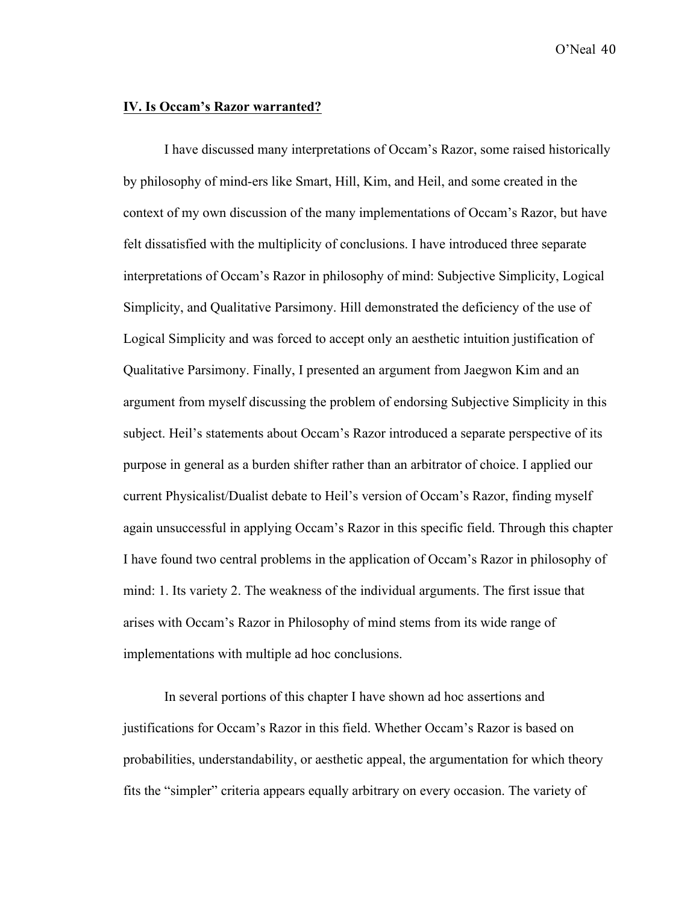## IV. Is Occam's Razor warranted?

I have discussed many interpretations of Occam's Razor, some raised historically by philosophy of mind-ers like Smart, Hill, Kim, and Heil, and some created in the context of my own discussion of the many implementations of Occam's Razor, but have felt dissatisfied with the multiplicity of conclusions. I have introduced three separate interpretations of Occam's Razor in philosophy of mind: Subjective Simplicity, Logical Simplicity, and Qualitative Parsimony. Hill demonstrated the deficiency of the use of Logical Simplicity and was forced to accept only an aesthetic intuition justification of Qualitative Parsimony. Finally, I presented an argument from Jaegwon Kim and an argument from myself discussing the problem of endorsing Subjective Simplicity in this subject. Heil's statements about Occam's Razor introduced a separate perspective of its purpose in general as a burden shifter rather than an arbitrator of choice. I applied our current Physicalist/Dualist debate to Heil's version of Occam's Razor, finding myself again unsuccessful in applying Occam's Razor in this specific field. Through this chapter I have found two central problems in the application of Occam's Razor in philosophy of mind: 1. Its variety 2. The weakness of the individual arguments. The first issue that arises with Occam's Razor in Philosophy of mind stems from its wide range of implementations with multiple ad hoc conclusions.

In several portions of this chapter I have shown ad hoc assertions and justifications for Occam's Razor in this field. Whether Occam's Razor is based on probabilities, understandability, or aesthetic appeal, the argumentation for which theory fits the "simpler" criteria appears equally arbitrary on every occasion. The variety of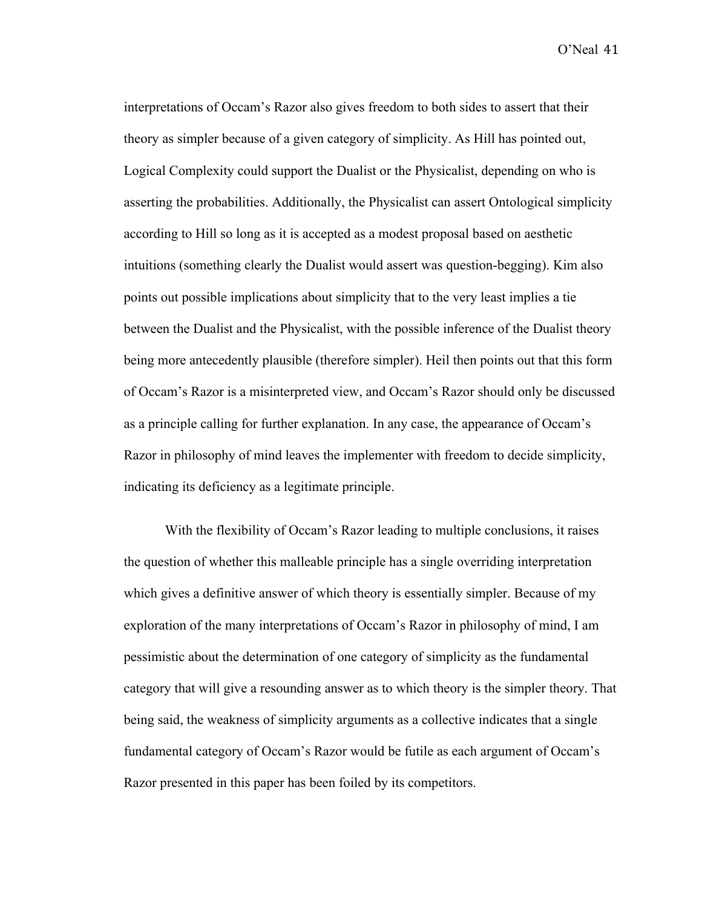interpretations of Occam's Razor also gives freedom to both sides to assert that their theory as simpler because of a given category of simplicity. As Hill has pointed out, Logical Complexity could support the Dualist or the Physicalist, depending on who is asserting the probabilities. Additionally, the Physicalist can assert Ontological simplicity according to Hill so long as it is accepted as a modest proposal based on aesthetic intuitions (something clearly the Dualist would assert was question-begging). Kim also points out possible implications about simplicity that to the very least implies a tie between the Dualist and the Physicalist, with the possible inference of the Dualist theory being more antecedently plausible (therefore simpler). Heil then points out that this form of Occam's Razor is a misinterpreted view, and Occam's Razor should only be discussed as a principle calling for further explanation. In any case, the appearance of Occam's Razor in philosophy of mind leaves the implementer with freedom to decide simplicity, indicating its deficiency as a legitimate principle.

With the flexibility of Occam's Razor leading to multiple conclusions, it raises the question of whether this malleable principle has a single overriding interpretation which gives a definitive answer of which theory is essentially simpler. Because of my exploration of the many interpretations of Occam's Razor in philosophy of mind, I am pessimistic about the determination of one category of simplicity as the fundamental category that will give a resounding answer as to which theory is the simpler theory. That being said, the weakness of simplicity arguments as a collective indicates that a single fundamental category of Occam's Razor would be futile as each argument of Occam's Razor presented in this paper has been foiled by its competitors.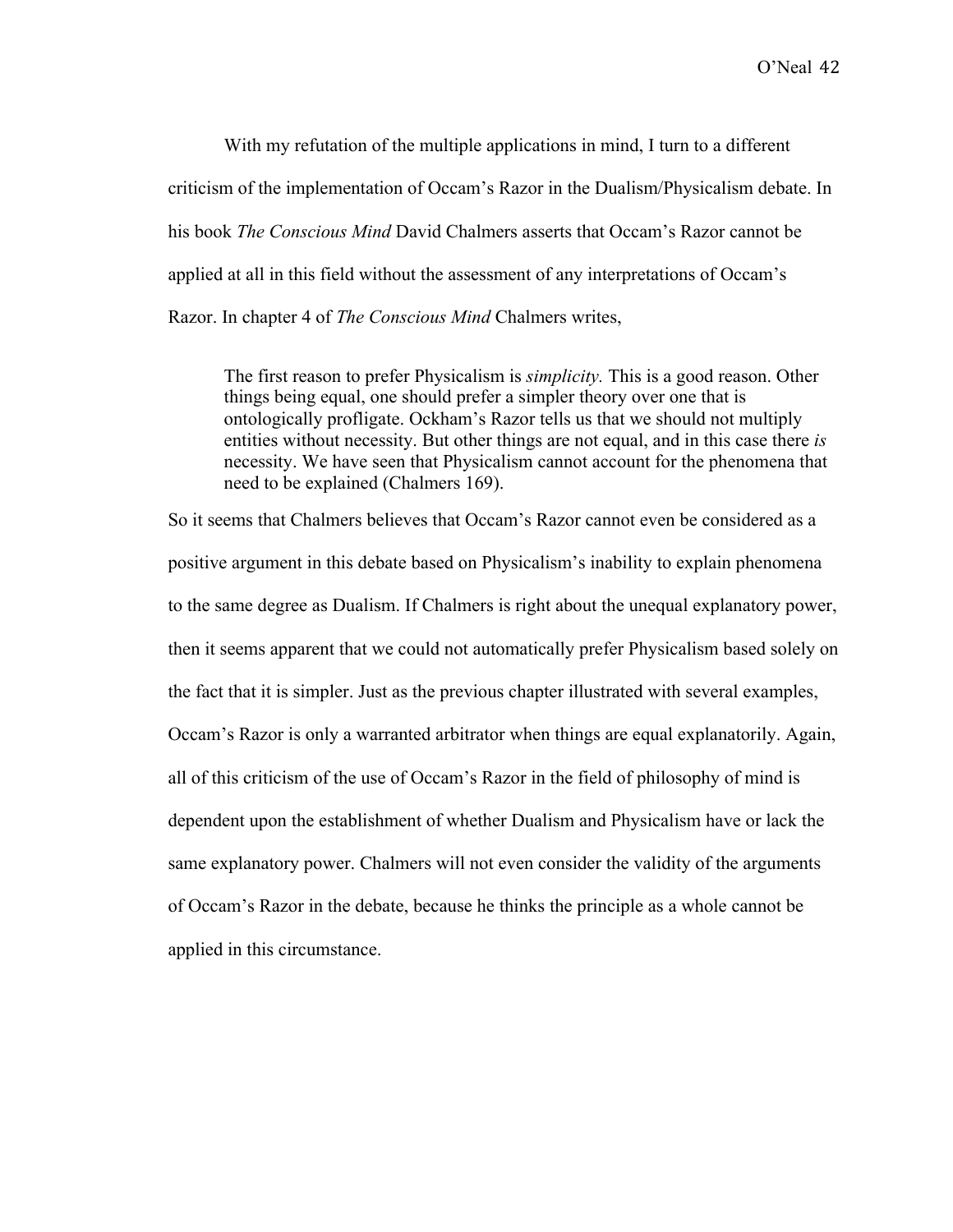With my refutation of the multiple applications in mind, I turn to a different criticism of the implementation of Occam's Razor in the Dualism/Physicalism debate. In his book *The Conscious Mind* David Chalmers asserts that Occam's Razor cannot be applied at all in this field without the assessment of any interpretations of Occam's Razor. In chapter 4 of *The Conscious Mind* Chalmers writes,

> The first reason to prefer Physicalism is *simplicity.* This is a good reason. Other things being equal, one should prefer a simpler theory over one that is ontologically profligate. Ockham's Razor tells us that we should not multiply entities without necessity. But other things are not equal, and in this case there *is* necessity. We have seen that Physicalism cannot account for the phenomena that need to be explained (Chalmers 169).

So it seems that Chalmers believes that Occam's Razor cannot even be considered as a positive argument in this debate based on Physicalism's inability to explain phenomena to the same degree as Dualism. If Chalmers is right about the unequal explanatory power, then it seems apparent that we could not automatically prefer Physicalism based solely on the fact that it is simpler. Just as the previous chapter illustrated with several examples, Occam's Razor is only a warranted arbitrator when things are equal explanatorily. Again, all of this criticism of the use of Occam's Razor in the field of philosophy of mind is dependent upon the establishment of whether Dualism and Physicalism have or lack the same explanatory power. Chalmers will not even consider the validity of the arguments of Occam's Razor in the debate, because he thinks the principle as a whole cannot be applied in this circumstance.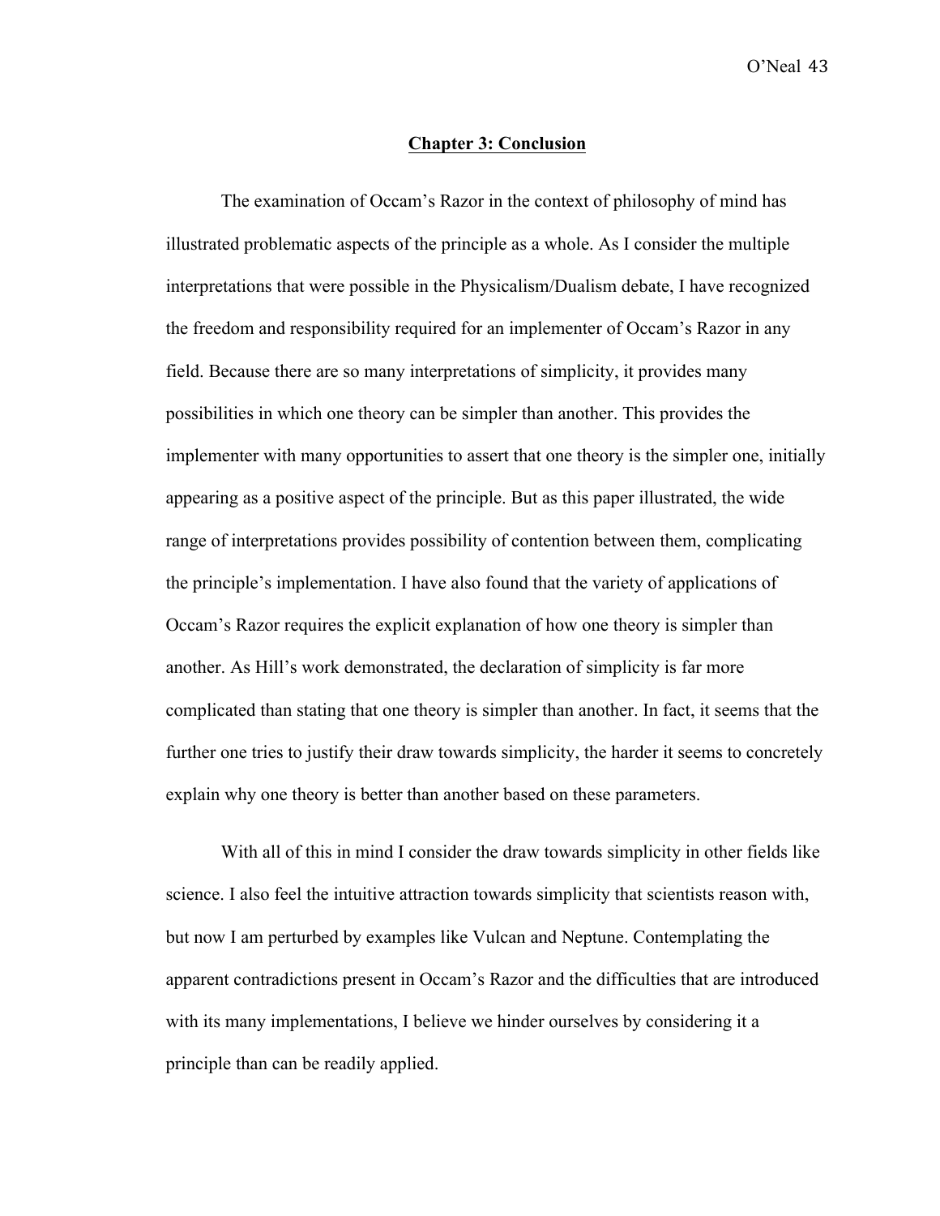## **Chapter 3: Conclusion**

The examination of Occam's Razor in the context of philosophy of mind has illustrated problematic aspects of the principle as a whole. As I consider the multiple interpretations that were possible in the Physicalism/Dualism debate, I have recognized the freedom and responsibility required for an implementer of Occam's Razor in any field. Because there are so many interpretations of simplicity, it provides many possibilities in which one theory can be simpler than another. This provides the implementer with many opportunities to assert that one theory is the simpler one, initially appearing as a positive aspect of the principle. But as this paper illustrated, the wide range of interpretations provides possibility of contention between them, complicating the principle's implementation. I have also found that the variety of applications of Occam's Razor requires the explicit explanation of how one theory is simpler than another. As Hill's work demonstrated, the declaration of simplicity is far more complicated than stating that one theory is simpler than another. In fact, it seems that the further one tries to justify their draw towards simplicity, the harder it seems to concretely explain why one theory is better than another based on these parameters.

With all of this in mind I consider the draw towards simplicity in other fields like science. I also feel the intuitive attraction towards simplicity that scientists reason with, but now I am perturbed by examples like Vulcan and Neptune. Contemplating the apparent contradictions present in Occam's Razor and the difficulties that are introduced with its many implementations, I believe we hinder ourselves by considering it a principle than can be readily applied.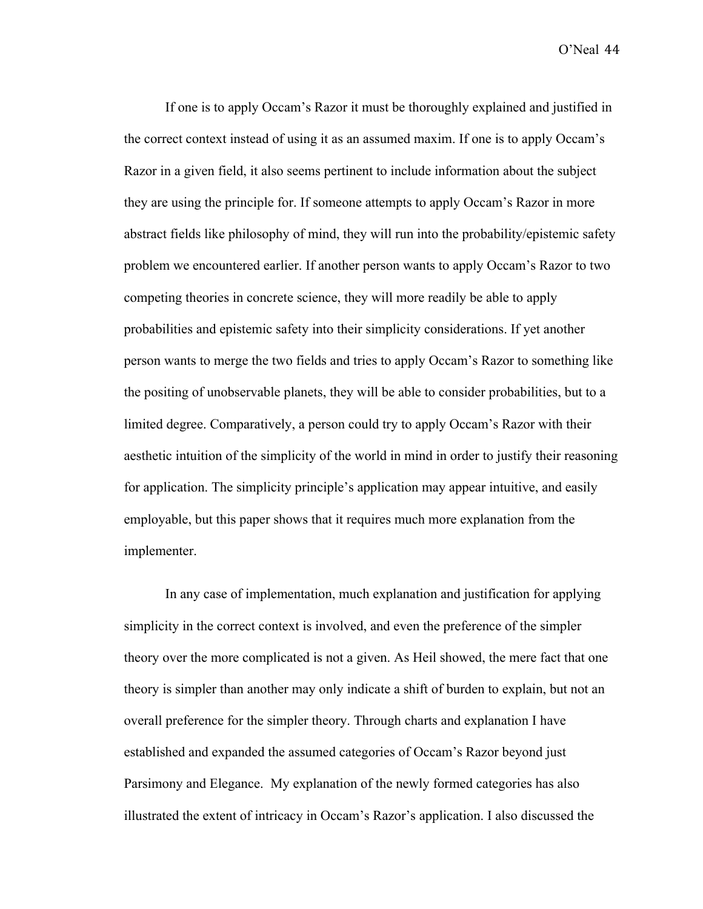If one is to apply Occam's Razor it must be thoroughly explained and justified in the correct context instead of using it as an assumed maxim. If one is to apply Occam's Razor in a given field, it also seems pertinent to include information about the subject they are using the principle for. If someone attempts to apply Occam's Razor in more abstract fields like philosophy of mind, they will run into the probability/epistemic safety problem we encountered earlier. If another person wants to apply Occam's Razor to two competing theories in concrete science, they will more readily be able to apply probabilities and epistemic safety into their simplicity considerations. If yet another person wants to merge the two fields and tries to apply Occam's Razor to something like the positing of unobservable planets, they will be able to consider probabilities, but to a limited degree. Comparatively, a person could try to apply Occam's Razor with their aesthetic intuition of the simplicity of the world in mind in order to justify their reasoning for application. The simplicity principle's application may appear intuitive, and easily employable, but this paper shows that it requires much more explanation from the implementer.

In any case of implementation, much explanation and justification for applying simplicity in the correct context is involved, and even the preference of the simpler theory over the more complicated is not a given. As Heil showed, the mere fact that one theory is simpler than another may only indicate a shift of burden to explain, but not an overall preference for the simpler theory. Through charts and explanation I have established and expanded the assumed categories of Occam's Razor beyond just Parsimony and Elegance. My explanation of the newly formed categories has also illustrated the extent of intricacy in Occam's Razor's application. I also discussed the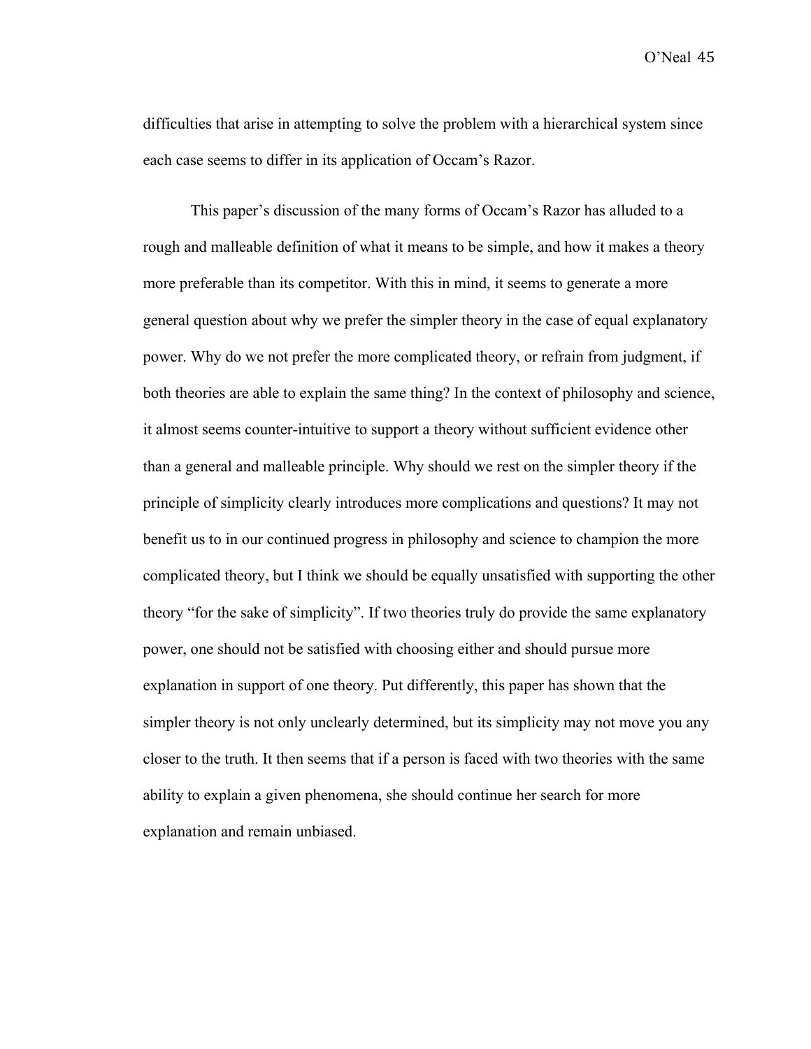difficulties that arise in attempting to solve the problem with a hierarchical system since each case seems to differ in its application of Occam's Razor.

This paper's discussion of the many forms of Occam's Razor has alluded to a rough and malleable definition of what it means to be simple, and how it makes a theory more preferable than its competitor. With this in mind, it seems to generate a more general question about why we prefer the simpler theory in the case of equal explanatory power. Why do we not prefer the more complicated theory, or refrain from judgment, if both theories are able to explain the same thing? In the context of philosophy and science, it almost seems counter-intuitive to support a theory without sufficient evidence other than a general and malleable principle. Why should we rest on the simpler theory if the principle of simplicity clearly introduces more complications and questions? It may not benefit us to in our continued progress in philosophy and science to champion the more complicated theory, but I think we should be equally unsatisfied with supporting the other theory "for the sake of simplicity". If two theories truly do provide the same explanatory power, one should not be satisfied with choosing either and should pursue more explanation in support of one theory. Put differently, this paper has shown that the simpler theory is not only unclearly determined, but its simplicity may not move you any closer to the truth. It then seems that if a person is faced with two theories with the same ability to explain a given phenomena, she should continue her search for more explanation and remain unbiased.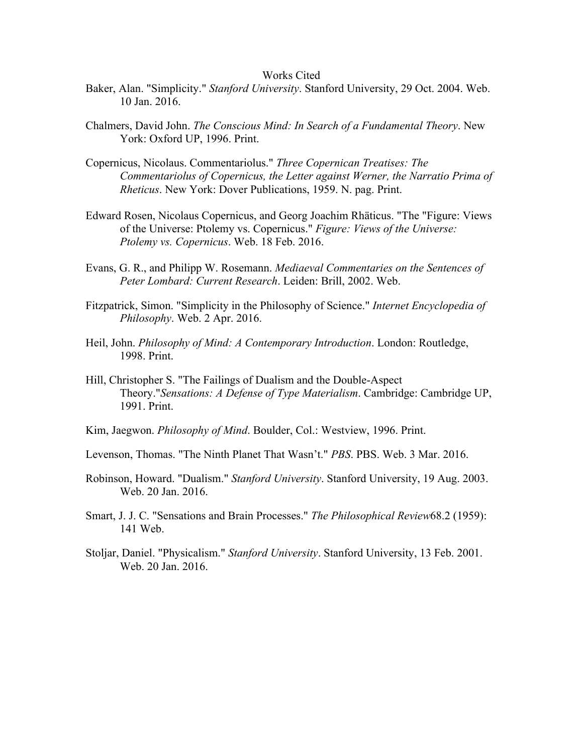# Works Cited

Baker, Alan. "Simplicity." *Stanford University*. Stanford University, 29 Oct. 2004. Web. 10 Jan. 2016.

Chalmers, David John. *The Conscious Mind: In Search of a Fundamental Theory*. New York: Oxford UP, 1996. Print.

Copernicus, Nicolaus. Commentariolus." *Three Copernican Treatises: The Commentariolus of Copernicus, the Letter against Werner, the Narratio Prima of Rheticus*. New York: Dover Publications, 1959. N. pag. Print.

Edward Rosen, Nicolaus Copernicus, and Georg Joachim Rhäticus. "The "Figure: Views of the Universe: Ptolemy vs. Copernicus." *Figure: Views of the Universe: Ptolemy vs. Copernicus*. Web. 18 Feb. 2016.

Evans, G. R., and Philipp W. Rosemann. *Mediaeval Commentaries on the Sentences of Peter Lombard: Current Research*. Leiden: Brill, 2002. Web.

Fitzpatrick, Simon. "Simplicity in the Philosophy of Science." *Internet Encyclopedia of Philosophy*. Web. 2 Apr. 2016.

Heil, John. *Philosophy of Mind: A Contemporary Introduction*. London: Routledge, 1998. Print.

Hill, Christopher S. "The Failings of Dualism and the Double-Aspect Theory."*Sensations: A Defense of Type Materialism*. Cambridge: Cambridge UP, 1991. Print.

Kim, Jaegwon. *Philosophy of Mind*. Boulder, Col.: Westview, 1996. Print.

Levenson, Thomas. "The Ninth Planet That Wasn't." *PBS*. PBS. Web. 3 Mar. 2016.

Robinson, Howard. "Dualism." *Stanford University*. Stanford University, 19 Aug. 2003. Web. 20 Jan. 2016.

Smart, J. J. C. "Sensations and Brain Processes." *The Philosophical Review*68.2 (1959): 141 Web.

Stoljar, Daniel. "Physicalism." *Stanford University*. Stanford University, 13 Feb. 2001. Web. 20 Jan. 2016.